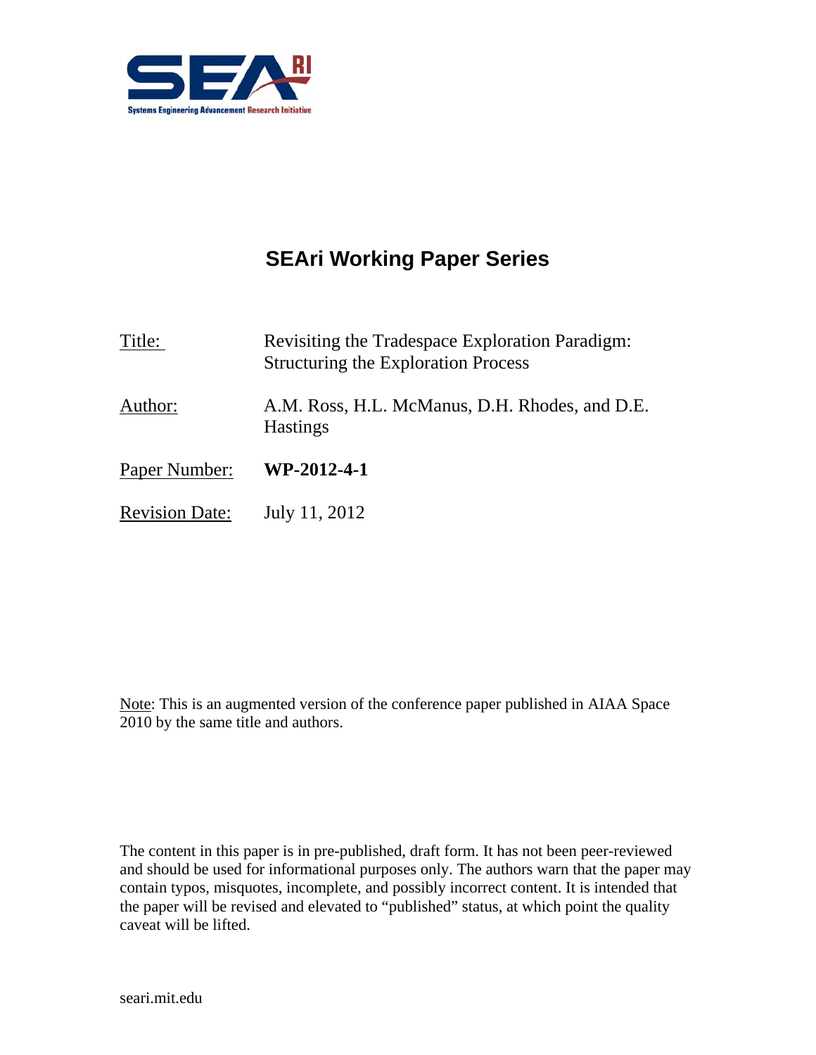# SEAri Working Paper Series

**Title:** Revisiting the Tradespace Exploration Paradigm: Structuring the Exploration Process

**Author:** A.M. Ross, H.L. McManus, D.H. Rhodes, and D.E. Hastings

**Paper Number:** **WP-2012-4-1**

**Revision Date:** July 11, 2012

Note: This is an augmented version of the conference paper published in AIAA Space 2010 by the same title and authors.

The content in this paper is in pre-published, draft form. It has not been peer-reviewed and should be used for informational purposes only. The authors warn that the paper may contain typos, misquotes, incomplete, and possibly incorrect content. It is intended that the paper will be revised and elevated to "published" status, at which point the quality caveat will be lifted.

seari.mit.edu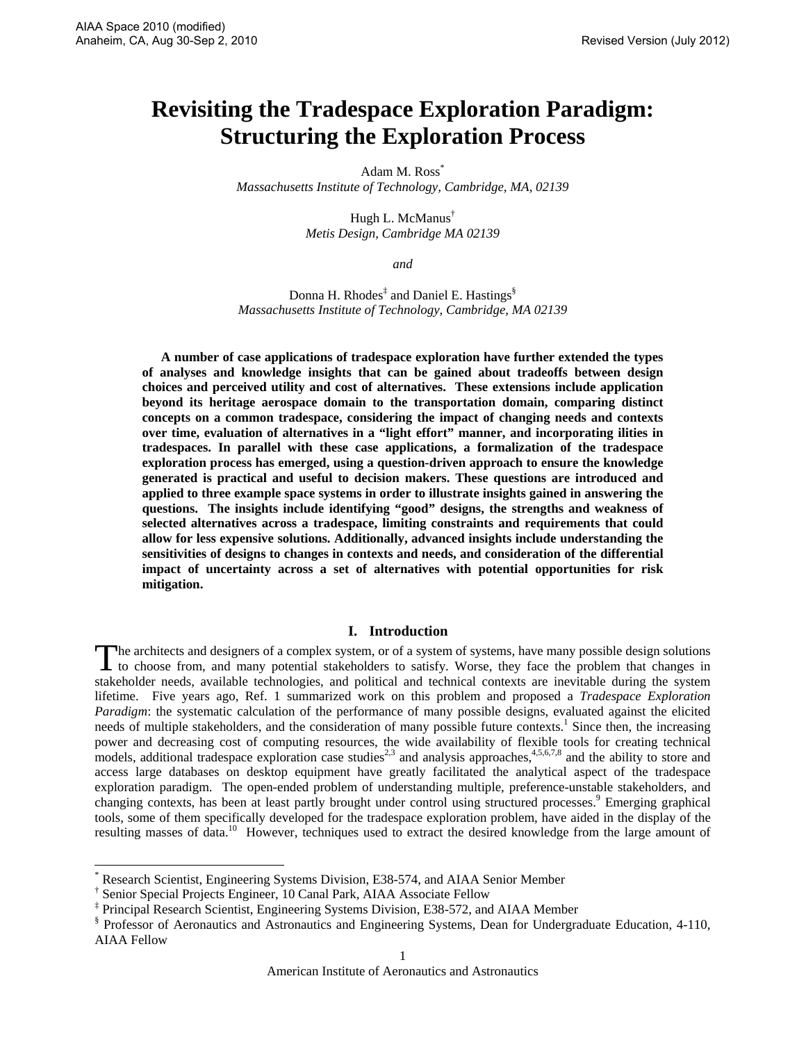# Revisiting the Tradespace Exploration Paradigm: Structuring the Exploration Process

Adam M. Ross[*]
*Massachusetts Institute of Technology, Cambridge, MA, 02139*

Hugh L. McManus[†]
*Metis Design, Cambridge MA 02139*

*and*

Donna H. Rhodes[‡] and Daniel E. Hastings[§]
*Massachusetts Institute of Technology, Cambridge, MA 02139*

**A number of case applications of tradespace exploration have further extended the types of analyses and knowledge insights that can be gained about tradeoffs between design choices and perceived utility and cost of alternatives. These extensions include application beyond its heritage aerospace domain to the transportation domain, comparing distinct concepts on a common tradespace, considering the impact of changing needs and contexts over time, evaluation of alternatives in a "light effort" manner, and incorporating ilities in tradespaces. In parallel with these case applications, a formalization of the tradespace exploration process has emerged, using a question-driven approach to ensure the knowledge generated is practical and useful to decision makers. These questions are introduced and applied to three example space systems in order to illustrate insights gained in answering the questions. The insights include identifying "good" designs, the strengths and weakness of selected alternatives across a tradespace, limiting constraints and requirements that could allow for less expensive solutions. Additionally, advanced insights include understanding the sensitivities of designs to changes in contexts and needs, and consideration of the differential impact of uncertainty across a set of alternatives with potential opportunities for risk mitigation.**

## I. Introduction

The architects and designers of a complex system, or of a system of systems, have many possible design solutions to choose from, and many potential stakeholders to satisfy. Worse, they face the problem that changes in stakeholder needs, available technologies, and political and technical contexts are inevitable during the system lifetime. Five years ago, Ref. 1 summarized work on this problem and proposed a *Tradespace Exploration Paradigm*: the systematic calculation of the performance of many possible designs, evaluated against the elicited needs of multiple stakeholders, and the consideration of many possible future contexts.[1] Since then, the increasing power and decreasing cost of computing resources, the wide availability of flexible tools for creating technical models, additional tradespace exploration case studies[2,3] and analysis approaches,[4,5,6,7,8] and the ability to store and access large databases on desktop equipment have greatly facilitated the analytical aspect of the tradespace exploration paradigm. The open-ended problem of understanding multiple, preference-unstable stakeholders, and changing contexts, has been at least partly brought under control using structured processes.[9] Emerging graphical tools, some of them specifically developed for the tradespace exploration problem, have aided in the display of the resulting masses of data.[10] However, techniques used to extract the desired knowledge from the large amount of

---

[*] Research Scientist, Engineering Systems Division, E38-574, and AIAA Senior Member
[†] Senior Special Projects Engineer, 10 Canal Park, AIAA Associate Fellow
[‡] Principal Research Scientist, Engineering Systems Division, E38-572, and AIAA Member
[§] Professor of Aeronautics and Astronautics and Engineering Systems, Dean for Undergraduate Education, 4-110, AIAA Fellow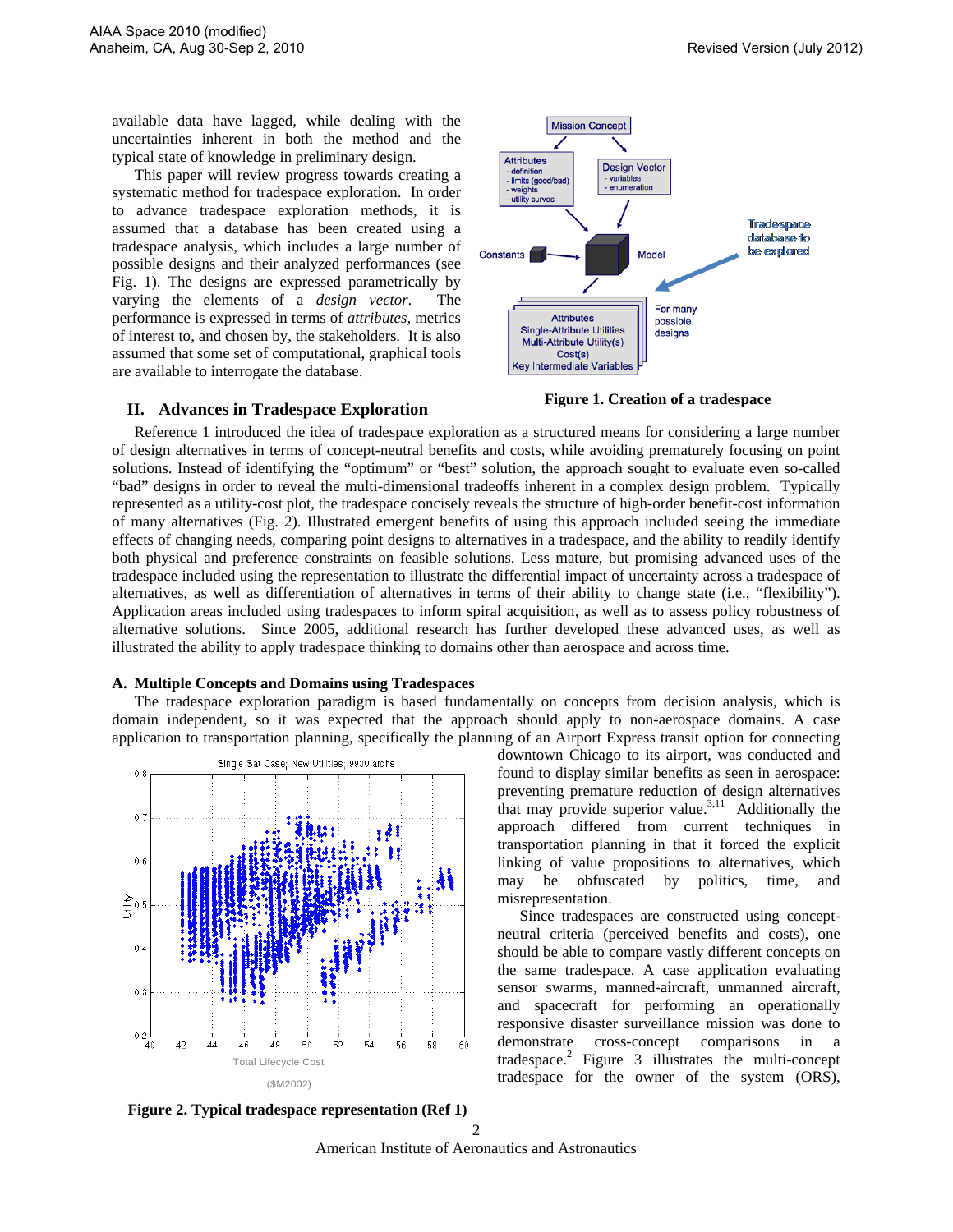available data have lagged, while dealing with the uncertainties inherent in both the method and the typical state of knowledge in preliminary design.

This paper will review progress towards creating a systematic method for tradespace exploration. In order to advance tradespace exploration methods, it is assumed that a database has been created using a tradespace analysis, which includes a large number of possible designs and their analyzed performances (see Fig. 1). The designs are expressed parametrically by varying the elements of a *design vector*. The performance is expressed in terms of *attributes*, metrics of interest to, and chosen by, the stakeholders. It is also assumed that some set of computational, graphical tools are available to interrogate the database.

**Figure 1. Creation of a tradespace**

## II. Advances in Tradespace Exploration

Reference 1 introduced the idea of tradespace exploration as a structured means for considering a large number of design alternatives in terms of concept-neutral benefits and costs, while avoiding prematurely focusing on point solutions. Instead of identifying the "optimum" or "best" solution, the approach sought to evaluate even so-called "bad" designs in order to reveal the multi-dimensional tradeoffs inherent in a complex design problem. Typically represented as a utility-cost plot, the tradespace concisely reveals the structure of high-order benefit-cost information of many alternatives (Fig. 2). Illustrated emergent benefits of using this approach included seeing the immediate effects of changing needs, comparing point designs to alternatives in a tradespace, and the ability to readily identify both physical and preference constraints on feasible solutions. Less mature, but promising advanced uses of the tradespace included using the representation to illustrate the differential impact of uncertainty across a tradespace of alternatives, as well as differentiation of alternatives in terms of their ability to change state (i.e., "flexibility"). Application areas included using tradespaces to inform spiral acquisition, as well as to assess policy robustness of alternative solutions. Since 2005, additional research has further developed these advanced uses, as well as illustrated the ability to apply tradespace thinking to domains other than aerospace and across time.

### A. Multiple Concepts and Domains using Tradespaces

The tradespace exploration paradigm is based fundamentally on concepts from decision analysis, which is domain independent, so it was expected that the approach should apply to non-aerospace domains. A case application to transportation planning, specifically the planning of an Airport Express transit option for connecting downtown Chicago to its airport, was conducted and found to display similar benefits as seen in aerospace: preventing premature reduction of design alternatives that may provide superior value.[3,11] Additionally the approach differed from current techniques in transportation planning in that it forced the explicit linking of value propositions to alternatives, which may be obfuscated by politics, time, and misrepresentation.

Since tradespaces are constructed using concept-neutral criteria (perceived benefits and costs), one should be able to compare vastly different concepts on the same tradespace. A case application evaluating sensor swarms, manned-aircraft, unmanned aircraft, and spacecraft for performing an operationally responsive disaster surveillance mission was done to demonstrate cross-concept comparisons in a tradespace.[2] Figure 3 illustrates the multi-concept tradespace for the owner of the system (ORS),

**Figure 2. Typical tradespace representation (Ref 1)**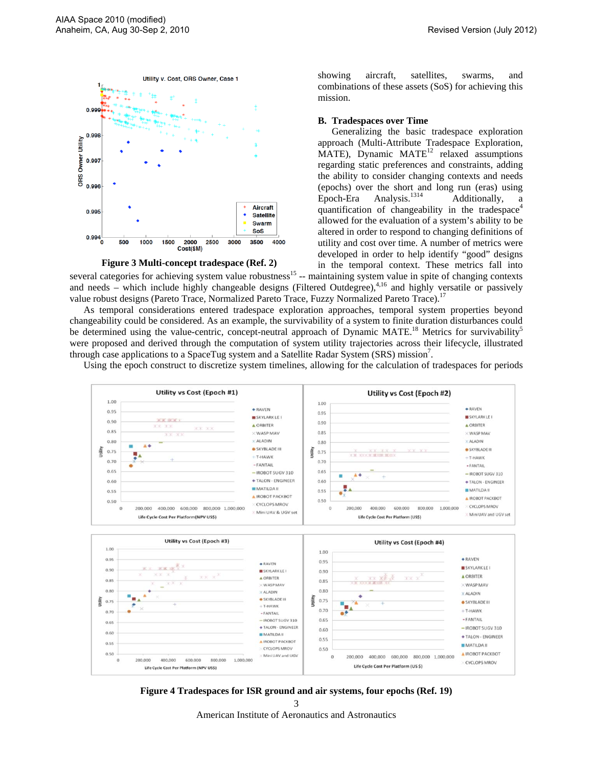showing aircraft, satellites, swarms, and combinations of these assets (SoS) for achieving this mission.

Figure 3 Multi-concept tradespace (Ref. 2)

### B. Tradespaces over Time

Generalizing the basic tradespace exploration approach (Multi-Attribute Tradespace Exploration, MATE), Dynamic MATE[12] relaxed assumptions regarding static preferences and constraints, adding the ability to consider changing contexts and needs (epochs) over the short and long run (eras) using Epoch-Era Analysis.[13,14] Additionally, a quantification of changeability in the tradespace[4] allowed for the evaluation of a system's ability to be altered in order to respond to changing definitions of utility and cost over time. A number of metrics were developed in order to help identify "good" designs in the temporal context. These metrics fall into several categories for achieving system value robustness[15] -- maintaining system value in spite of changing contexts and needs – which include highly changeable designs (Filtered Outdegree),[4,16] and highly versatile or passively value robust designs (Pareto Trace, Normalized Pareto Trace, Fuzzy Normalized Pareto Trace).[17]

As temporal considerations entered tradespace exploration approaches, temporal system properties beyond changeability could be considered. As an example, the survivability of a system to finite duration disturbances could be determined using the value-centric, concept-neutral approach of Dynamic MATE.[18] Metrics for survivability[5] were proposed and derived through the computation of system utility trajectories across their lifecycle, illustrated through case applications to a SpaceTug system and a Satellite Radar System (SRS) mission[7].

Using the epoch construct to discretize system timelines, allowing for the calculation of tradespaces for periods

Figure 4 Tradespaces for ISR ground and air systems, four epochs (Ref. 19)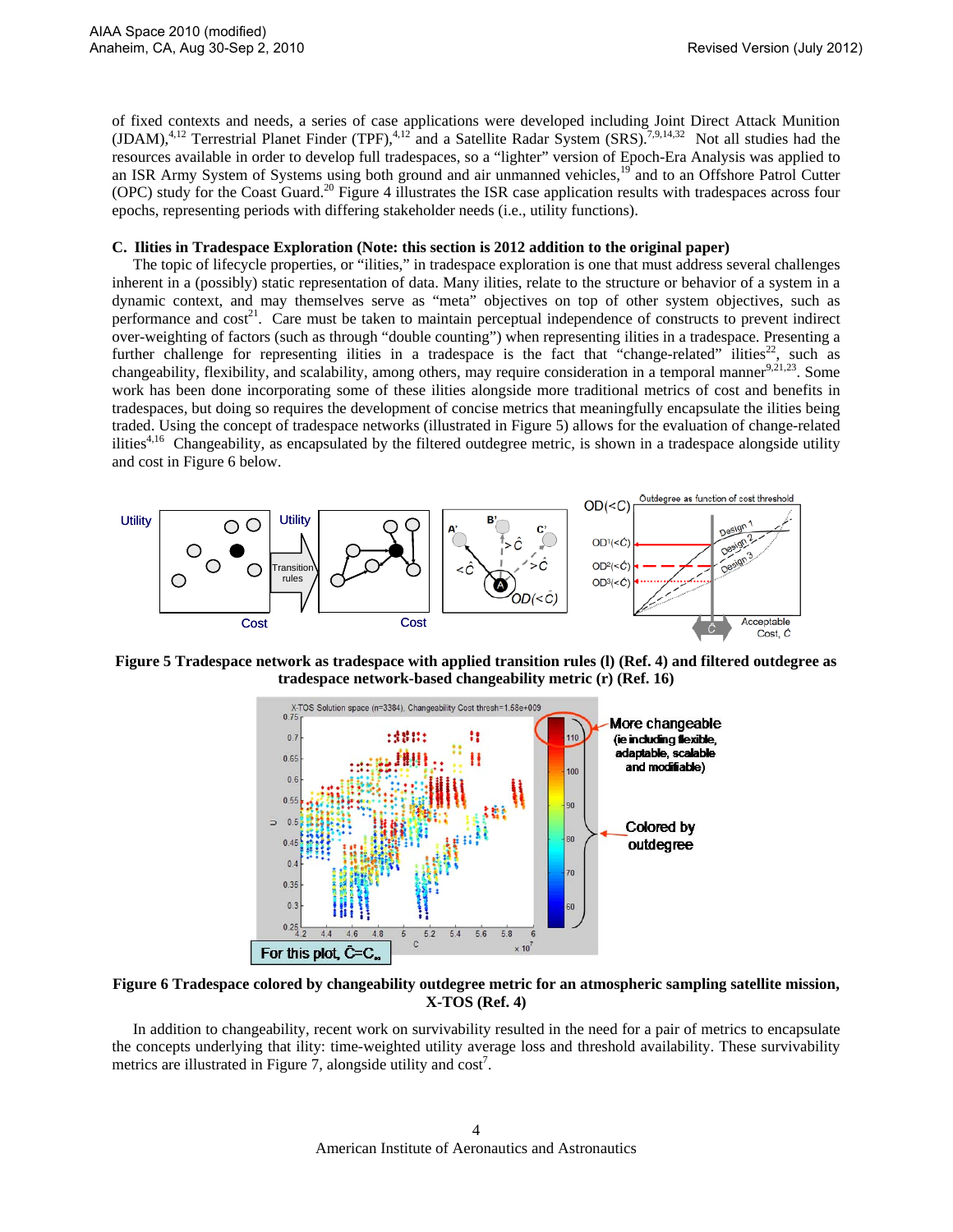of fixed contexts and needs, a series of case applications were developed including Joint Direct Attack Munition (JDAM),[4,12] Terrestrial Planet Finder (TPF),[4,12] and a Satellite Radar System (SRS).[7,9,14,32] Not all studies had the resources available in order to develop full tradespaces, so a "lighter" version of Epoch-Era Analysis was applied to an ISR Army System of Systems using both ground and air unmanned vehicles,[19] and to an Offshore Patrol Cutter (OPC) study for the Coast Guard.[20] Figure 4 illustrates the ISR case application results with tradespaces across four epochs, representing periods with differing stakeholder needs (i.e., utility functions).

### C. Ilities in Tradespace Exploration (Note: this section is 2012 addition to the original paper)

The topic of lifecycle properties, or "ilities," in tradespace exploration is one that must address several challenges inherent in a (possibly) static representation of data. Many ilities, relate to the structure or behavior of a system in a dynamic context, and may themselves serve as "meta" objectives on top of other system objectives, such as performance and cost[21]. Care must be taken to maintain perceptual independence of constructs to prevent indirect over-weighting of factors (such as through "double counting") when representing ilities in a tradespace. Presenting a further challenge for representing ilities in a tradespace is the fact that "change-related" ilities[22], such as changeability, flexibility, and scalability, among others, may require consideration in a temporal manner[9,21,23]. Some work has been done incorporating some of these ilities alongside more traditional metrics of cost and benefits in tradespaces, but doing so requires the development of concise metrics that meaningfully encapsulate the ilities being traded. Using the concept of tradespace networks (illustrated in Figure 5) allows for the evaluation of change-related ilities[4,16] Changeability, as encapsulated by the filtered outdegree metric, is shown in a tradespace alongside utility and cost in Figure 6 below.

**Figure 5 Tradespace network as tradespace with applied transition rules (l) (Ref. 4) and filtered outdegree as tradespace network-based changeability metric (r) (Ref. 16)**

**Figure 6 Tradespace colored by changeability outdegree metric for an atmospheric sampling satellite mission, X-TOS (Ref. 4)**

In addition to changeability, recent work on survivability resulted in the need for a pair of metrics to encapsulate the concepts underlying that ility: time-weighted utility average loss and threshold availability. These survivability metrics are illustrated in Figure 7, alongside utility and cost[7].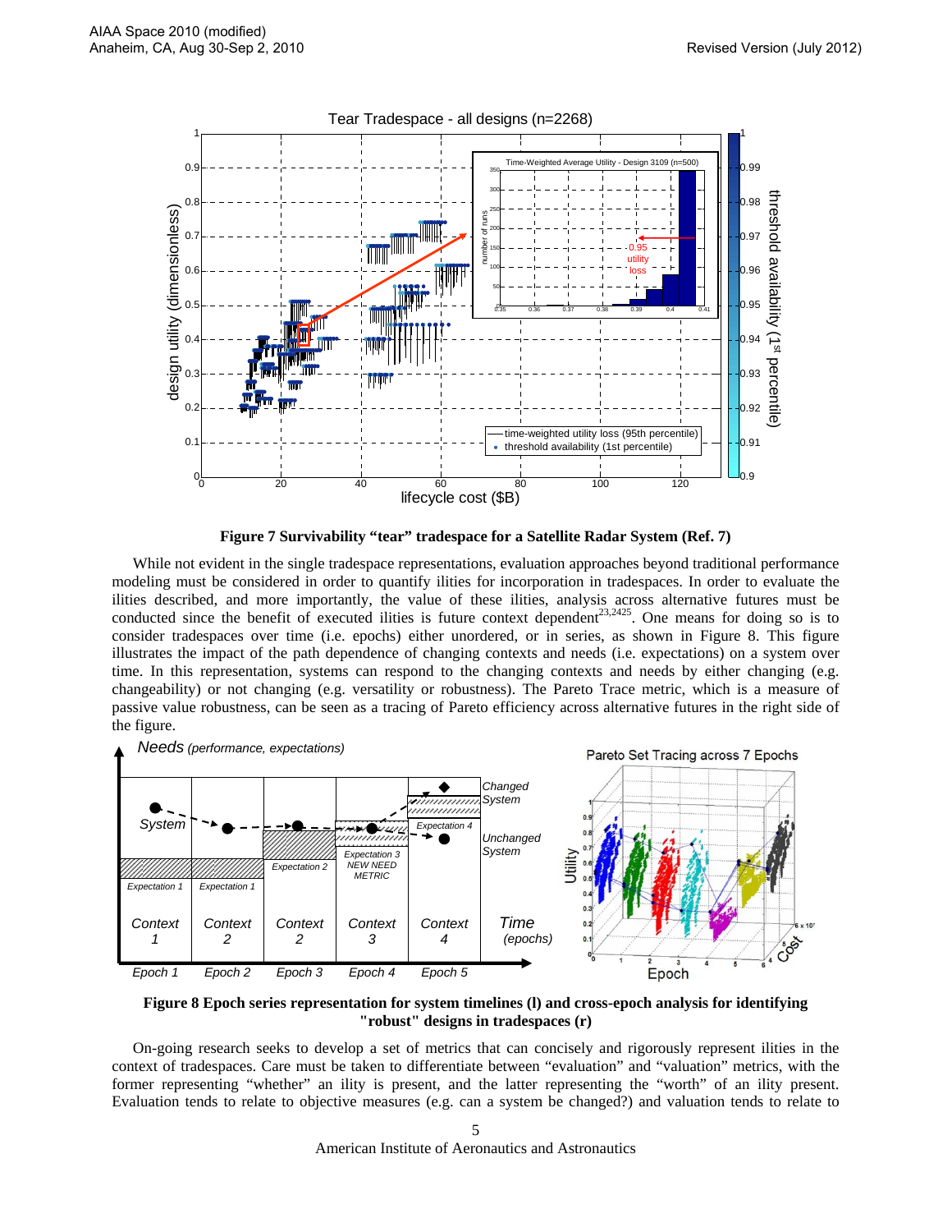**Figure 7 Survivability "tear" tradespace for a Satellite Radar System (Ref. 7)**

While not evident in the single tradespace representations, evaluation approaches beyond traditional performance modeling must be considered in order to quantify ilities for incorporation in tradespaces. In order to evaluate the ilities described, and more importantly, the value of these ilities, analysis across alternative futures must be conducted since the benefit of executed ilities is future context dependent[23,24,25]. One means for doing so is to consider tradespaces over time (i.e. epochs) either unordered, or in series, as shown in Figure 8. This figure illustrates the impact of the path dependence of changing contexts and needs (i.e. expectations) on a system over time. In this representation, systems can respond to the changing contexts and needs by either changing (e.g. changeability) or not changing (e.g. versatility or robustness). The Pareto Trace metric, which is a measure of passive value robustness, can be seen as a tracing of Pareto efficiency across alternative futures in the right side of the figure.

**Figure 8 Epoch series representation for system timelines (l) and cross-epoch analysis for identifying "robust" designs in tradespaces (r)**

On-going research seeks to develop a set of metrics that can concisely and rigorously represent ilities in the context of tradespaces. Care must be taken to differentiate between "evaluation" and "valuation" metrics, with the former representing "whether" an ility is present, and the latter representing the "worth" of an ility present. Evaluation tends to relate to objective measures (e.g. can a system be changed?) and valuation tends to relate to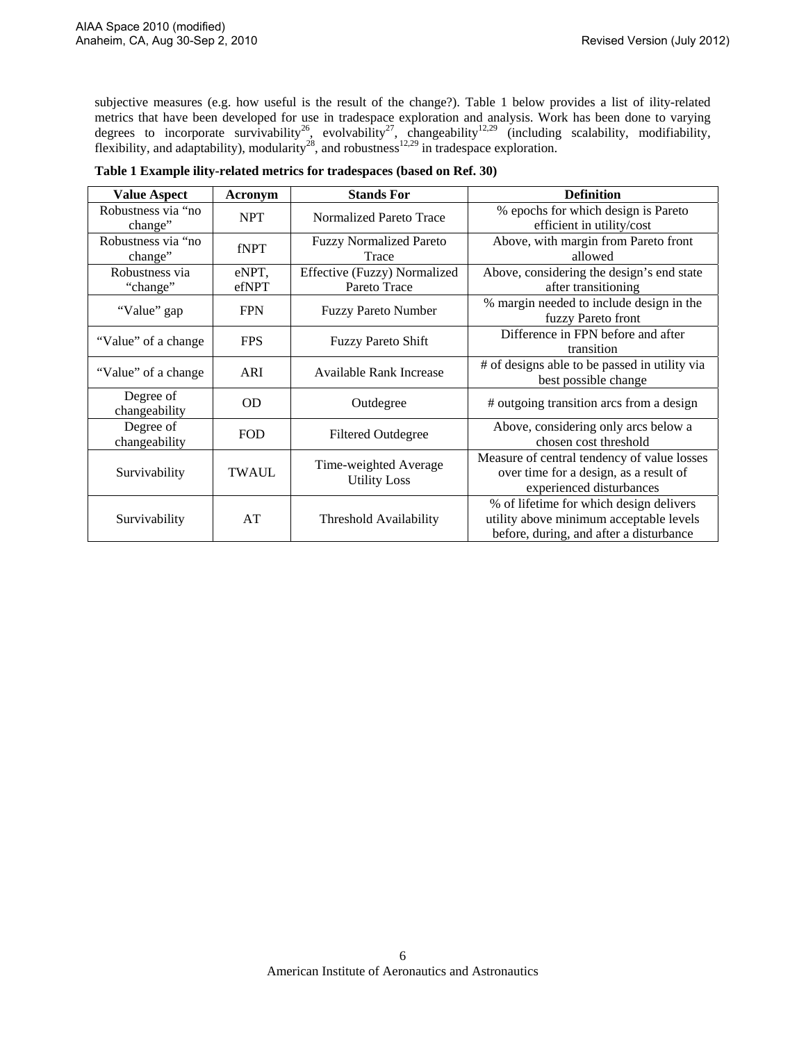subjective measures (e.g. how useful is the result of the change?). Table 1 below provides a list of ility-related metrics that have been developed for use in tradespace exploration and analysis. Work has been done to varying degrees to incorporate survivability[26], evolvability[27], changeability[12,29] (including scalability, modifiability, flexibility, and adaptability), modularity[28], and robustness[12,29] in tradespace exploration.

**Table 1 Example ility-related metrics for tradespaces (based on Ref. 30)**

| Value Aspect | Acronym | Stands For | Definition |
|---|---|---|---|
| Robustness via "no change" | NPT | Normalized Pareto Trace | % epochs for which design is Pareto efficient in utility/cost |
| Robustness via "no change" | fNPT | Fuzzy Normalized Pareto Trace | Above, with margin from Pareto front allowed |
| Robustness via "change" | eNPT, efNPT | Effective (Fuzzy) Normalized Pareto Trace | Above, considering the design's end state after transitioning |
| "Value" gap | FPN | Fuzzy Pareto Number | % margin needed to include design in the fuzzy Pareto front |
| "Value" of a change | FPS | Fuzzy Pareto Shift | Difference in FPN before and after transition |
| "Value" of a change | ARI | Available Rank Increase | # of designs able to be passed in utility via best possible change |
| Degree of changeability | OD | Outdegree | # outgoing transition arcs from a design |
| Degree of changeability | FOD | Filtered Outdegree | Above, considering only arcs below a chosen cost threshold |
| Survivability | TWAUL | Time-weighted Average Utility Loss | Measure of central tendency of value losses over time for a design, as a result of experienced disturbances |
| Survivability | AT | Threshold Availability | % of lifetime for which design delivers utility above minimum acceptable levels before, during, and after a disturbance |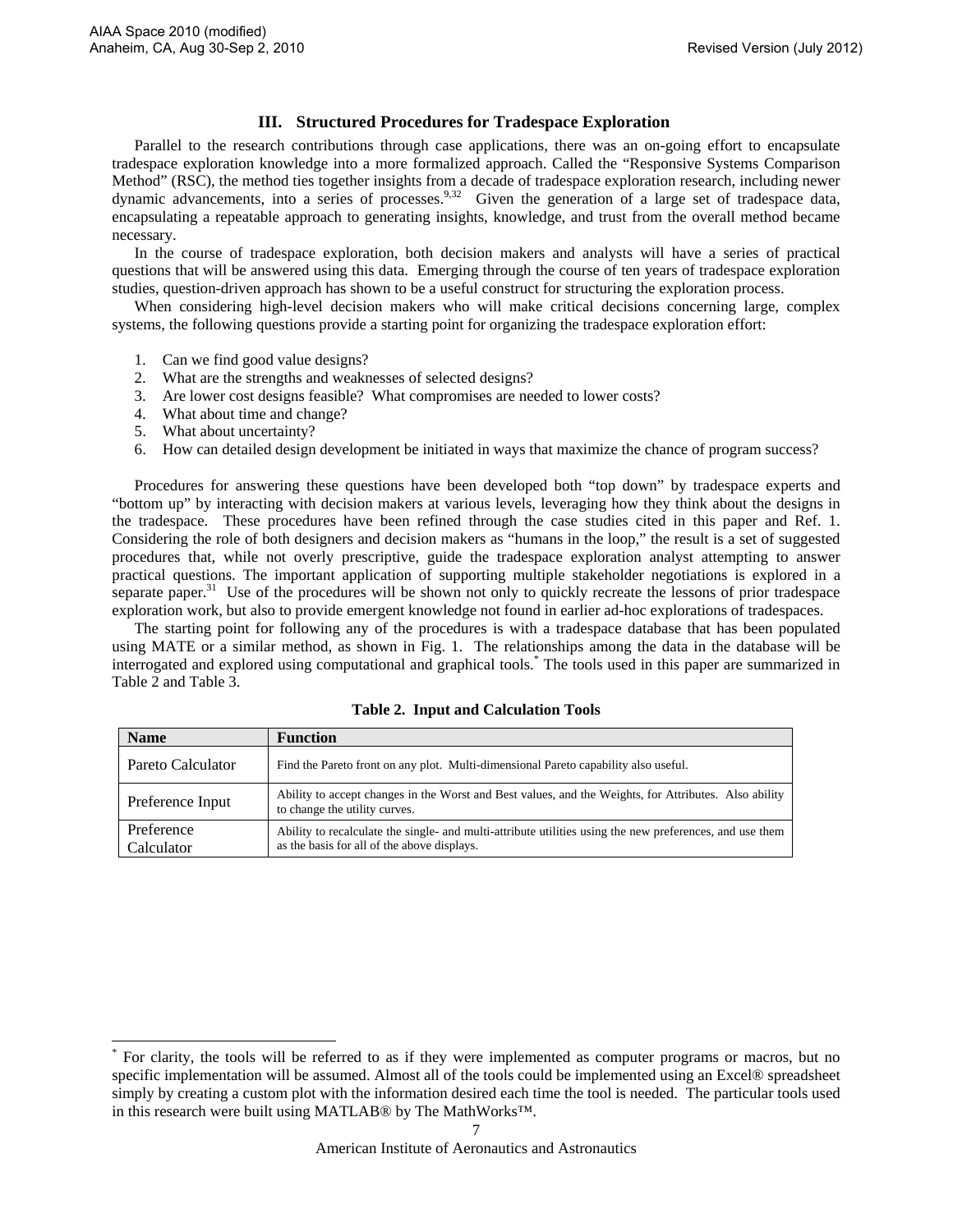## III. Structured Procedures for Tradespace Exploration

Parallel to the research contributions through case applications, there was an on-going effort to encapsulate tradespace exploration knowledge into a more formalized approach. Called the "Responsive Systems Comparison Method" (RSC), the method ties together insights from a decade of tradespace exploration research, including newer dynamic advancements, into a series of processes.[9,32] Given the generation of a large set of tradespace data, encapsulating a repeatable approach to generating insights, knowledge, and trust from the overall method became necessary.

In the course of tradespace exploration, both decision makers and analysts will have a series of practical questions that will be answered using this data. Emerging through the course of ten years of tradespace exploration studies, question-driven approach has shown to be a useful construct for structuring the exploration process.

When considering high-level decision makers who will make critical decisions concerning large, complex systems, the following questions provide a starting point for organizing the tradespace exploration effort:

1. Can we find good value designs?
2. What are the strengths and weaknesses of selected designs?
3. Are lower cost designs feasible? What compromises are needed to lower costs?
4. What about time and change?
5. What about uncertainty?
6. How can detailed design development be initiated in ways that maximize the chance of program success?

Procedures for answering these questions have been developed both "top down" by tradespace experts and "bottom up" by interacting with decision makers at various levels, leveraging how they think about the designs in the tradespace. These procedures have been refined through the case studies cited in this paper and Ref. 1. Considering the role of both designers and decision makers as "humans in the loop," the result is a set of suggested procedures that, while not overly prescriptive, guide the tradespace exploration analyst attempting to answer practical questions. The important application of supporting multiple stakeholder negotiations is explored in a separate paper.[31] Use of the procedures will be shown not only to quickly recreate the lessons of prior tradespace exploration work, but also to provide emergent knowledge not found in earlier ad-hoc explorations of tradespaces.

The starting point for following any of the procedures is with a tradespace database that has been populated using MATE or a similar method, as shown in Fig. 1. The relationships among the data in the database will be interrogated and explored using computational and graphical tools.[*] The tools used in this paper are summarized in Table 2 and Table 3.

**Table 2. Input and Calculation Tools**

| Name | Function |
|---|---|
| Pareto Calculator | Find the Pareto front on any plot. Multi-dimensional Pareto capability also useful. |
| Preference Input | Ability to accept changes in the Worst and Best values, and the Weights, for Attributes. Also ability to change the utility curves. |
| Preference Calculator | Ability to recalculate the single- and multi-attribute utilities using the new preferences, and use them as the basis for all of the above displays. |

[*] For clarity, the tools will be referred to as if they were implemented as computer programs or macros, but no specific implementation will be assumed. Almost all of the tools could be implemented using an Excel® spreadsheet simply by creating a custom plot with the information desired each time the tool is needed. The particular tools used in this research were built using MATLAB® by The MathWorks™.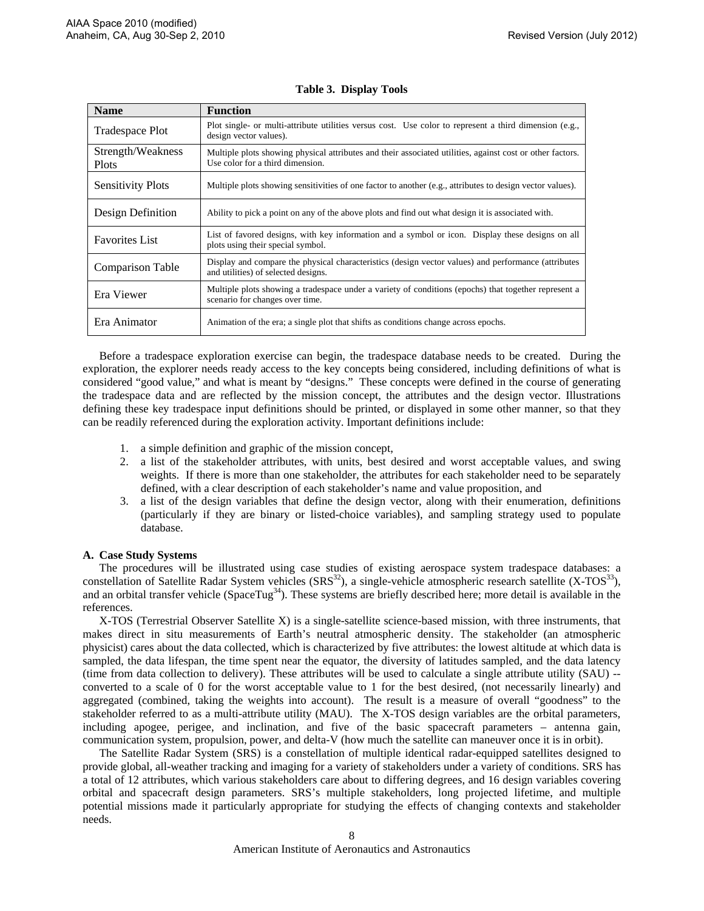**Table 3. Display Tools**

| Name | Function |
|---|---|
| Tradespace Plot | Plot single- or multi-attribute utilities versus cost. Use color to represent a third dimension (e.g., design vector values). |
| Strength/Weakness Plots | Multiple plots showing physical attributes and their associated utilities, against cost or other factors. Use color for a third dimension. |
| Sensitivity Plots | Multiple plots showing sensitivities of one factor to another (e.g., attributes to design vector values). |
| Design Definition | Ability to pick a point on any of the above plots and find out what design it is associated with. |
| Favorites List | List of favored designs, with key information and a symbol or icon. Display these designs on all plots using their special symbol. |
| Comparison Table | Display and compare the physical characteristics (design vector values) and performance (attributes and utilities) of selected designs. |
| Era Viewer | Multiple plots showing a tradespace under a variety of conditions (epochs) that together represent a scenario for changes over time. |
| Era Animator | Animation of the era; a single plot that shifts as conditions change across epochs. |

Before a tradespace exploration exercise can begin, the tradespace database needs to be created. During the exploration, the explorer needs ready access to the key concepts being considered, including definitions of what is considered "good value," and what is meant by "designs." These concepts were defined in the course of generating the tradespace data and are reflected by the mission concept, the attributes and the design vector. Illustrations defining these key tradespace input definitions should be printed, or displayed in some other manner, so that they can be readily referenced during the exploration activity. Important definitions include:

1. a simple definition and graphic of the mission concept,
2. a list of the stakeholder attributes, with units, best desired and worst acceptable values, and swing weights. If there is more than one stakeholder, the attributes for each stakeholder need to be separately defined, with a clear description of each stakeholder's name and value proposition, and
3. a list of the design variables that define the design vector, along with their enumeration, definitions (particularly if they are binary or listed-choice variables), and sampling strategy used to populate database.

### A. Case Study Systems

The procedures will be illustrated using case studies of existing aerospace system tradespace databases: a constellation of Satellite Radar System vehicles (SRS[32]), a single-vehicle atmospheric research satellite (X-TOS[33]), and an orbital transfer vehicle (SpaceTug[34]). These systems are briefly described here; more detail is available in the references.

X-TOS (Terrestrial Observer Satellite X) is a single-satellite science-based mission, with three instruments, that makes direct in situ measurements of Earth's neutral atmospheric density. The stakeholder (an atmospheric physicist) cares about the data collected, which is characterized by five attributes: the lowest altitude at which data is sampled, the data lifespan, the time spent near the equator, the diversity of latitudes sampled, and the data latency (time from data collection to delivery). These attributes will be used to calculate a single attribute utility (SAU) -- converted to a scale of 0 for the worst acceptable value to 1 for the best desired, (not necessarily linearly) and aggregated (combined, taking the weights into account). The result is a measure of overall "goodness" to the stakeholder referred to as a multi-attribute utility (MAU). The X-TOS design variables are the orbital parameters, including apogee, perigee, and inclination, and five of the basic spacecraft parameters – antenna gain, communication system, propulsion, power, and delta-V (how much the satellite can maneuver once it is in orbit).

The Satellite Radar System (SRS) is a constellation of multiple identical radar-equipped satellites designed to provide global, all-weather tracking and imaging for a variety of stakeholders under a variety of conditions. SRS has a total of 12 attributes, which various stakeholders care about to differing degrees, and 16 design variables covering orbital and spacecraft design parameters. SRS's multiple stakeholders, long projected lifetime, and multiple potential missions made it particularly appropriate for studying the effects of changing contexts and stakeholder needs.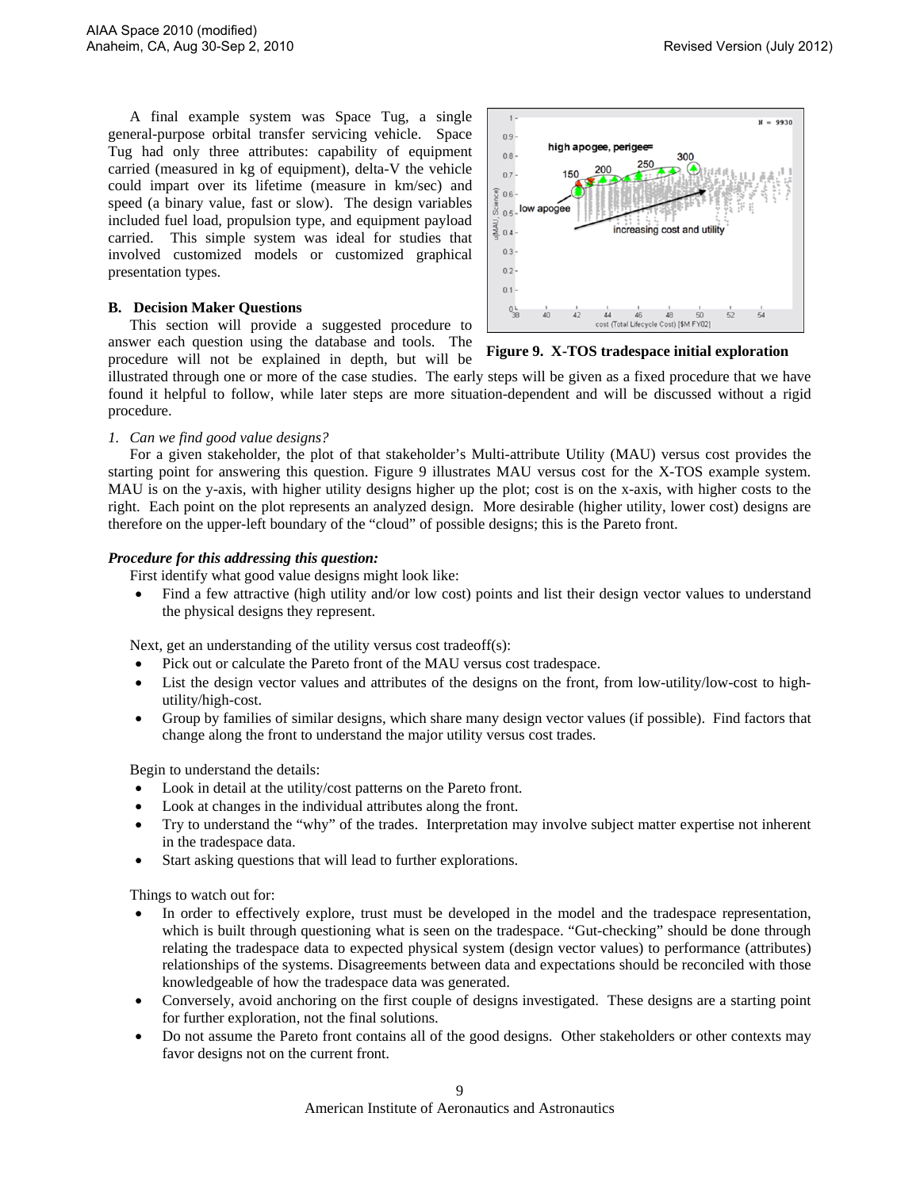A final example system was Space Tug, a single general-purpose orbital transfer servicing vehicle. Space Tug had only three attributes: capability of equipment carried (measured in kg of equipment), delta-V the vehicle could impart over its lifetime (measure in km/sec) and speed (a binary value, fast or slow). The design variables included fuel load, propulsion type, and equipment payload carried. This simple system was ideal for studies that involved customized models or customized graphical presentation types.

### B. Decision Maker Questions

This section will provide a suggested procedure to answer each question using the database and tools. The procedure will not be explained in depth, but will be illustrated through one or more of the case studies. The early steps will be given as a fixed procedure that we have found it helpful to follow, while later steps are more situation-dependent and will be discussed without a rigid procedure.

**Figure 9. X-TOS tradespace initial exploration**

#### *1. Can we find good value designs?*

For a given stakeholder, the plot of that stakeholder's Multi-attribute Utility (MAU) versus cost provides the starting point for answering this question. Figure 9 illustrates MAU versus cost for the X-TOS example system. MAU is on the y-axis, with higher utility designs higher up the plot; cost is on the x-axis, with higher costs to the right. Each point on the plot represents an analyzed design. More desirable (higher utility, lower cost) designs are therefore on the upper-left boundary of the "cloud" of possible designs; this is the Pareto front.

***Procedure for this addressing this question:***

First identify what good value designs might look like:

- Find a few attractive (high utility and/or low cost) points and list their design vector values to understand the physical designs they represent.

Next, get an understanding of the utility versus cost tradeoff(s):

- Pick out or calculate the Pareto front of the MAU versus cost tradespace.
- List the design vector values and attributes of the designs on the front, from low-utility/low-cost to high-utility/high-cost.
- Group by families of similar designs, which share many design vector values (if possible). Find factors that change along the front to understand the major utility versus cost trades.

Begin to understand the details:

- Look in detail at the utility/cost patterns on the Pareto front.
- Look at changes in the individual attributes along the front.
- Try to understand the "why" of the trades. Interpretation may involve subject matter expertise not inherent in the tradespace data.
- Start asking questions that will lead to further explorations.

Things to watch out for:

- In order to effectively explore, trust must be developed in the model and the tradespace representation, which is built through questioning what is seen on the tradespace. "Gut-checking" should be done through relating the tradespace data to expected physical system (design vector values) to performance (attributes) relationships of the systems. Disagreements between data and expectations should be reconciled with those knowledgeable of how the tradespace data was generated.
- Conversely, avoid anchoring on the first couple of designs investigated. These designs are a starting point for further exploration, not the final solutions.
- Do not assume the Pareto front contains all of the good designs. Other stakeholders or other contexts may favor designs not on the current front.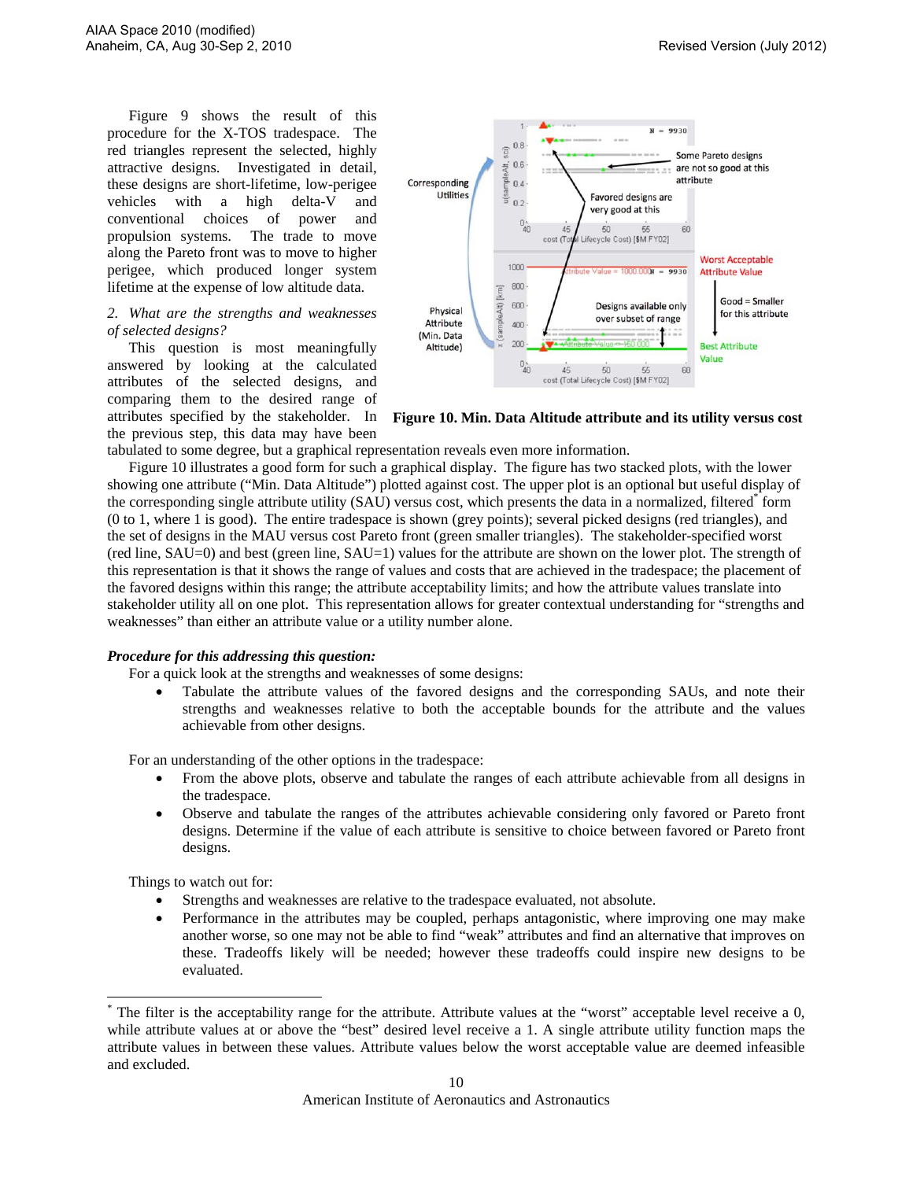Figure 9 shows the result of this procedure for the X-TOS tradespace. The red triangles represent the selected, highly attractive designs. Investigated in detail, these designs are short-lifetime, low-perigee vehicles with a high delta-V and conventional choices of power and propulsion systems. The trade to move along the Pareto front was to move to higher perigee, which produced longer system lifetime at the expense of low altitude data.

*2. What are the strengths and weaknesses of selected designs?*

This question is most meaningfully answered by looking at the calculated attributes of the selected designs, and comparing them to the desired range of attributes specified by the stakeholder. In the previous step, this data may have been tabulated to some degree, but a graphical representation reveals even more information.

**Figure 10. Min. Data Altitude attribute and its utility versus cost**

Figure 10 illustrates a good form for such a graphical display. The figure has two stacked plots, with the lower showing one attribute ("Min. Data Altitude") plotted against cost. The upper plot is an optional but useful display of the corresponding single attribute utility (SAU) versus cost, which presents the data in a normalized, filtered* form (0 to 1, where 1 is good). The entire tradespace is shown (grey points); several picked designs (red triangles), and the set of designs in the MAU versus cost Pareto front (green smaller triangles). The stakeholder-specified worst (red line, SAU=0) and best (green line, SAU=1) values for the attribute are shown on the lower plot. The strength of this representation is that it shows the range of values and costs that are achieved in the tradespace; the placement of the favored designs within this range; the attribute acceptability limits; and how the attribute values translate into stakeholder utility all on one plot. This representation allows for greater contextual understanding for "strengths and weaknesses" than either an attribute value or a utility number alone.

***Procedure for this addressing this question:***

For a quick look at the strengths and weaknesses of some designs:

- Tabulate the attribute values of the favored designs and the corresponding SAUs, and note their strengths and weaknesses relative to both the acceptable bounds for the attribute and the values achievable from other designs.

For an understanding of the other options in the tradespace:

- From the above plots, observe and tabulate the ranges of each attribute achievable from all designs in the tradespace.
- Observe and tabulate the ranges of the attributes achievable considering only favored or Pareto front designs. Determine if the value of each attribute is sensitive to choice between favored or Pareto front designs.

Things to watch out for:

- Strengths and weaknesses are relative to the tradespace evaluated, not absolute.
- Performance in the attributes may be coupled, perhaps antagonistic, where improving one may make another worse, so one may not be able to find "weak" attributes and find an alternative that improves on these. Tradeoffs likely will be needed; however these tradeoffs could inspire new designs to be evaluated.

---

* The filter is the acceptability range for the attribute. Attribute values at the "worst" acceptable level receive a 0, while attribute values at or above the "best" desired level receive a 1. A single attribute utility function maps the attribute values in between these values. Attribute values below the worst acceptable value are deemed infeasible and excluded.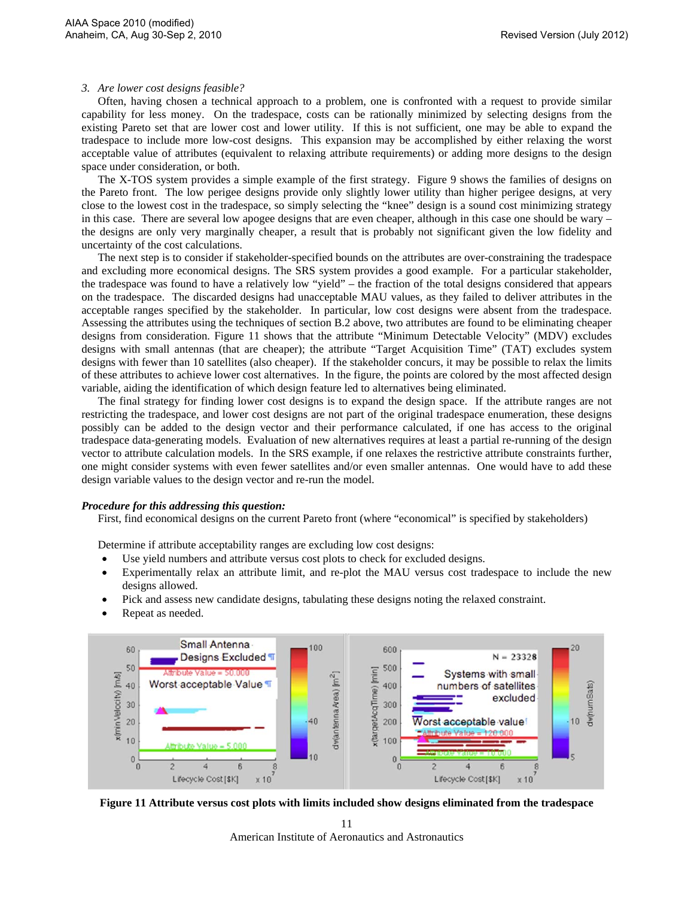*3. Are lower cost designs feasible?*

Often, having chosen a technical approach to a problem, one is confronted with a request to provide similar capability for less money. On the tradespace, costs can be rationally minimized by selecting designs from the existing Pareto set that are lower cost and lower utility. If this is not sufficient, one may be able to expand the tradespace to include more low-cost designs. This expansion may be accomplished by either relaxing the worst acceptable value of attributes (equivalent to relaxing attribute requirements) or adding more designs to the design space under consideration, or both.

The X-TOS system provides a simple example of the first strategy. Figure 9 shows the families of designs on the Pareto front. The low perigee designs provide only slightly lower utility than higher perigee designs, at very close to the lowest cost in the tradespace, so simply selecting the "knee" design is a sound cost minimizing strategy in this case. There are several low apogee designs that are even cheaper, although in this case one should be wary – the designs are only very marginally cheaper, a result that is probably not significant given the low fidelity and uncertainty of the cost calculations.

The next step is to consider if stakeholder-specified bounds on the attributes are over-constraining the tradespace and excluding more economical designs. The SRS system provides a good example. For a particular stakeholder, the tradespace was found to have a relatively low "yield" – the fraction of the total designs considered that appears on the tradespace. The discarded designs had unacceptable MAU values, as they failed to deliver attributes in the acceptable ranges specified by the stakeholder. In particular, low cost designs were absent from the tradespace. Assessing the attributes using the techniques of section B.2 above, two attributes are found to be eliminating cheaper designs from consideration. Figure 11 shows that the attribute "Minimum Detectable Velocity" (MDV) excludes designs with small antennas (that are cheaper); the attribute "Target Acquisition Time" (TAT) excludes system designs with fewer than 10 satellites (also cheaper). If the stakeholder concurs, it may be possible to relax the limits of these attributes to achieve lower cost alternatives. In the figure, the points are colored by the most affected design variable, aiding the identification of which design feature led to alternatives being eliminated.

The final strategy for finding lower cost designs is to expand the design space. If the attribute ranges are not restricting the tradespace, and lower cost designs are not part of the original tradespace enumeration, these designs possibly can be added to the design vector and their performance calculated, if one has access to the original tradespace data-generating models. Evaluation of new alternatives requires at least a partial re-running of the design vector to attribute calculation models. In the SRS example, if one relaxes the restrictive attribute constraints further, one might consider systems with even fewer satellites and/or even smaller antennas. One would have to add these design variable values to the design vector and re-run the model.

***Procedure for this addressing this question:***

First, find economical designs on the current Pareto front (where "economical" is specified by stakeholders)

Determine if attribute acceptability ranges are excluding low cost designs:

- Use yield numbers and attribute versus cost plots to check for excluded designs.
- Experimentally relax an attribute limit, and re-plot the MAU versus cost tradespace to include the new designs allowed.
- Pick and assess new candidate designs, tabulating these designs noting the relaxed constraint.
- Repeat as needed.

**Figure 11 Attribute versus cost plots with limits included show designs eliminated from the tradespace**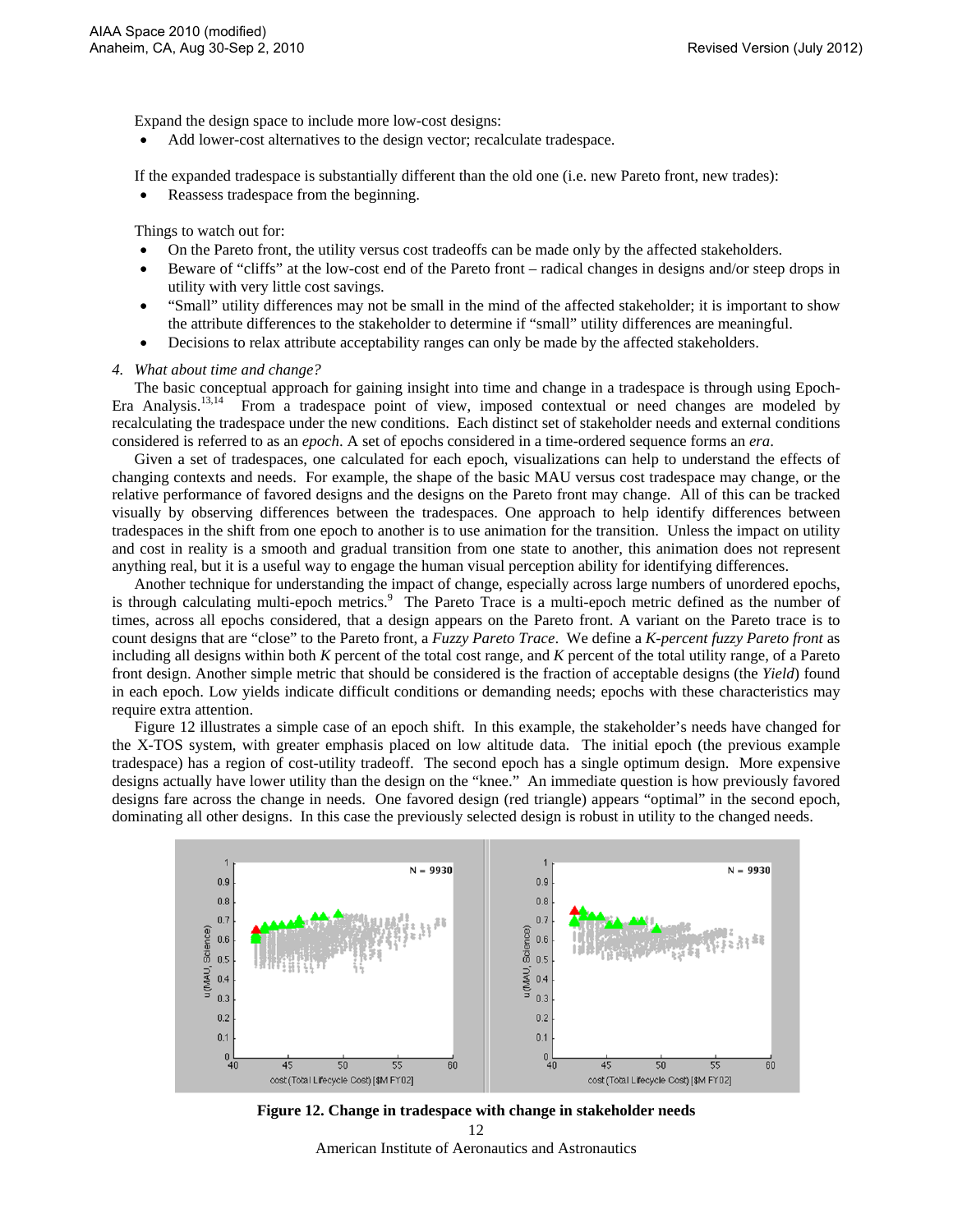Expand the design space to include more low-cost designs:

- Add lower-cost alternatives to the design vector; recalculate tradespace.

If the expanded tradespace is substantially different than the old one (i.e. new Pareto front, new trades):

- Reassess tradespace from the beginning.

Things to watch out for:

- On the Pareto front, the utility versus cost tradeoffs can be made only by the affected stakeholders.
- Beware of "cliffs" at the low-cost end of the Pareto front – radical changes in designs and/or steep drops in utility with very little cost savings.
- "Small" utility differences may not be small in the mind of the affected stakeholder; it is important to show the attribute differences to the stakeholder to determine if "small" utility differences are meaningful.
- Decisions to relax attribute acceptability ranges can only be made by the affected stakeholders.

*4. What about time and change?*

The basic conceptual approach for gaining insight into time and change in a tradespace is through using Epoch-Era Analysis.[13,14] From a tradespace point of view, imposed contextual or need changes are modeled by recalculating the tradespace under the new conditions. Each distinct set of stakeholder needs and external conditions considered is referred to as an *epoch*. A set of epochs considered in a time-ordered sequence forms an *era*.

Given a set of tradespaces, one calculated for each epoch, visualizations can help to understand the effects of changing contexts and needs. For example, the shape of the basic MAU versus cost tradespace may change, or the relative performance of favored designs and the designs on the Pareto front may change. All of this can be tracked visually by observing differences between the tradespaces. One approach to help identify differences between tradespaces in the shift from one epoch to another is to use animation for the transition. Unless the impact on utility and cost in reality is a smooth and gradual transition from one state to another, this animation does not represent anything real, but it is a useful way to engage the human visual perception ability for identifying differences.

Another technique for understanding the impact of change, especially across large numbers of unordered epochs, is through calculating multi-epoch metrics.[9] The Pareto Trace is a multi-epoch metric defined as the number of times, across all epochs considered, that a design appears on the Pareto front. A variant on the Pareto trace is to count designs that are "close" to the Pareto front, a *Fuzzy Pareto Trace*. We define a *K-percent fuzzy Pareto front* as including all designs within both *K* percent of the total cost range, and *K* percent of the total utility range, of a Pareto front design. Another simple metric that should be considered is the fraction of acceptable designs (the *Yield*) found in each epoch. Low yields indicate difficult conditions or demanding needs; epochs with these characteristics may require extra attention.

Figure 12 illustrates a simple case of an epoch shift. In this example, the stakeholder's needs have changed for the X-TOS system, with greater emphasis placed on low altitude data. The initial epoch (the previous example tradespace) has a region of cost-utility tradeoff. The second epoch has a single optimum design. More expensive designs actually have lower utility than the design on the "knee." An immediate question is how previously favored designs fare across the change in needs. One favored design (red triangle) appears "optimal" in the second epoch, dominating all other designs. In this case the previously selected design is robust in utility to the changed needs.

**Figure 12. Change in tradespace with change in stakeholder needs**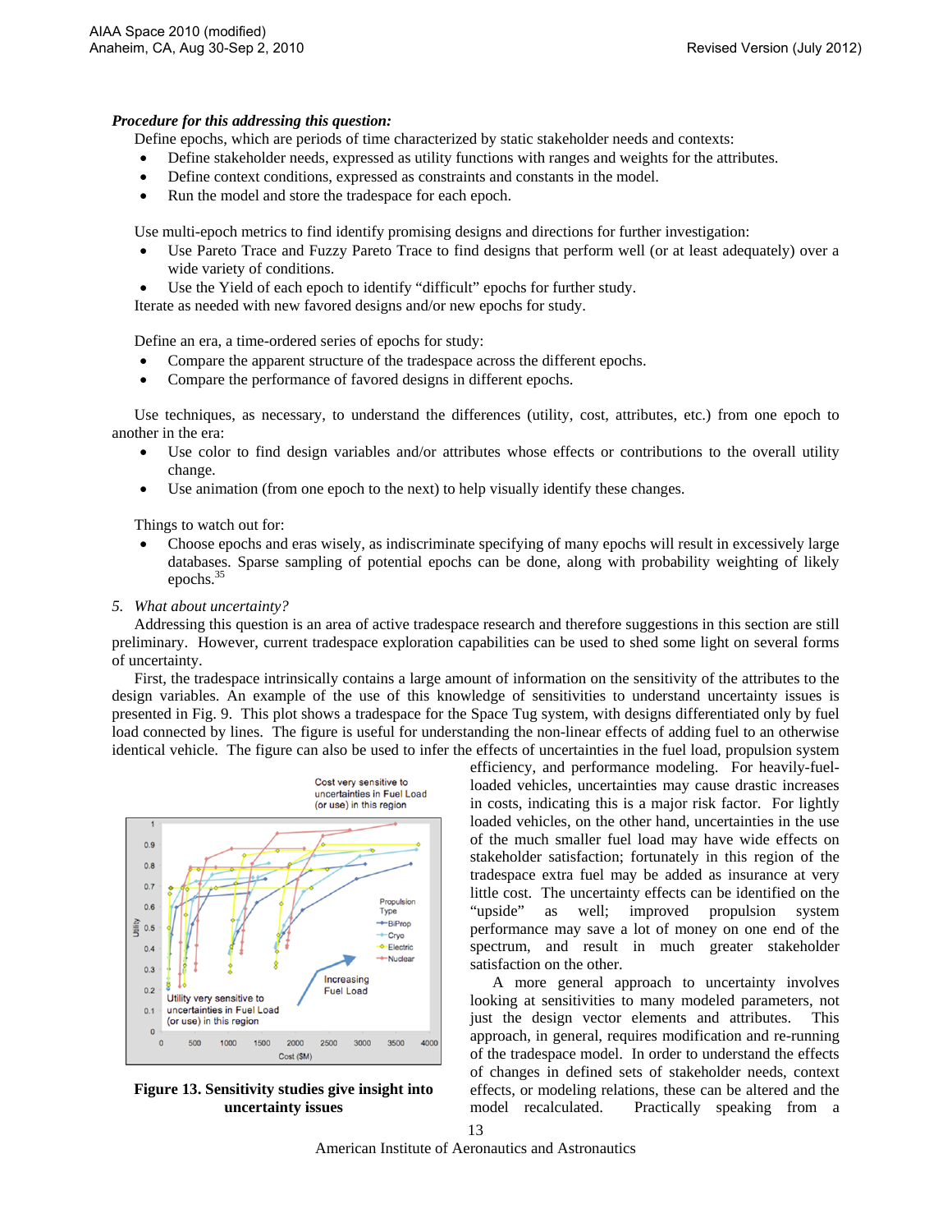***Procedure for this addressing this question:***

Define epochs, which are periods of time characterized by static stakeholder needs and contexts:

- Define stakeholder needs, expressed as utility functions with ranges and weights for the attributes.
- Define context conditions, expressed as constraints and constants in the model.
- Run the model and store the tradespace for each epoch.

Use multi-epoch metrics to find identify promising designs and directions for further investigation:

- Use Pareto Trace and Fuzzy Pareto Trace to find designs that perform well (or at least adequately) over a wide variety of conditions.
- Use the Yield of each epoch to identify "difficult" epochs for further study.

Iterate as needed with new favored designs and/or new epochs for study.

Define an era, a time-ordered series of epochs for study:

- Compare the apparent structure of the tradespace across the different epochs.
- Compare the performance of favored designs in different epochs.

Use techniques, as necessary, to understand the differences (utility, cost, attributes, etc.) from one epoch to another in the era:

- Use color to find design variables and/or attributes whose effects or contributions to the overall utility change.
- Use animation (from one epoch to the next) to help visually identify these changes.

Things to watch out for:

- Choose epochs and eras wisely, as indiscriminate specifying of many epochs will result in excessively large databases. Sparse sampling of potential epochs can be done, along with probability weighting of likely epochs.[35]

*5. What about uncertainty?*

Addressing this question is an area of active tradespace research and therefore suggestions in this section are still preliminary. However, current tradespace exploration capabilities can be used to shed some light on several forms of uncertainty.

First, the tradespace intrinsically contains a large amount of information on the sensitivity of the attributes to the design variables. An example of the use of this knowledge of sensitivities to understand uncertainty issues is presented in Fig. 9. This plot shows a tradespace for the Space Tug system, with designs differentiated only by fuel load connected by lines. The figure is useful for understanding the non-linear effects of adding fuel to an otherwise identical vehicle. The figure can also be used to infer the effects of uncertainties in the fuel load, propulsion system efficiency, and performance modeling. For heavily-fuel-loaded vehicles, uncertainties may cause drastic increases in costs, indicating this is a major risk factor. For lightly loaded vehicles, on the other hand, uncertainties in the use of the much smaller fuel load may have wide effects on stakeholder satisfaction; fortunately in this region of the tradespace extra fuel may be added as insurance at very little cost. The uncertainty effects can be identified on the "upside" as well; improved propulsion system performance may save a lot of money on one end of the spectrum, and result in much greater stakeholder satisfaction on the other.

**Figure 13. Sensitivity studies give insight into uncertainty issues**

A more general approach to uncertainty involves looking at sensitivities to many modeled parameters, not just the design vector elements and attributes. This approach, in general, requires modification and re-running of the tradespace model. In order to understand the effects of changes in defined sets of stakeholder needs, context effects, or modeling relations, these can be altered and the model recalculated. Practically speaking from a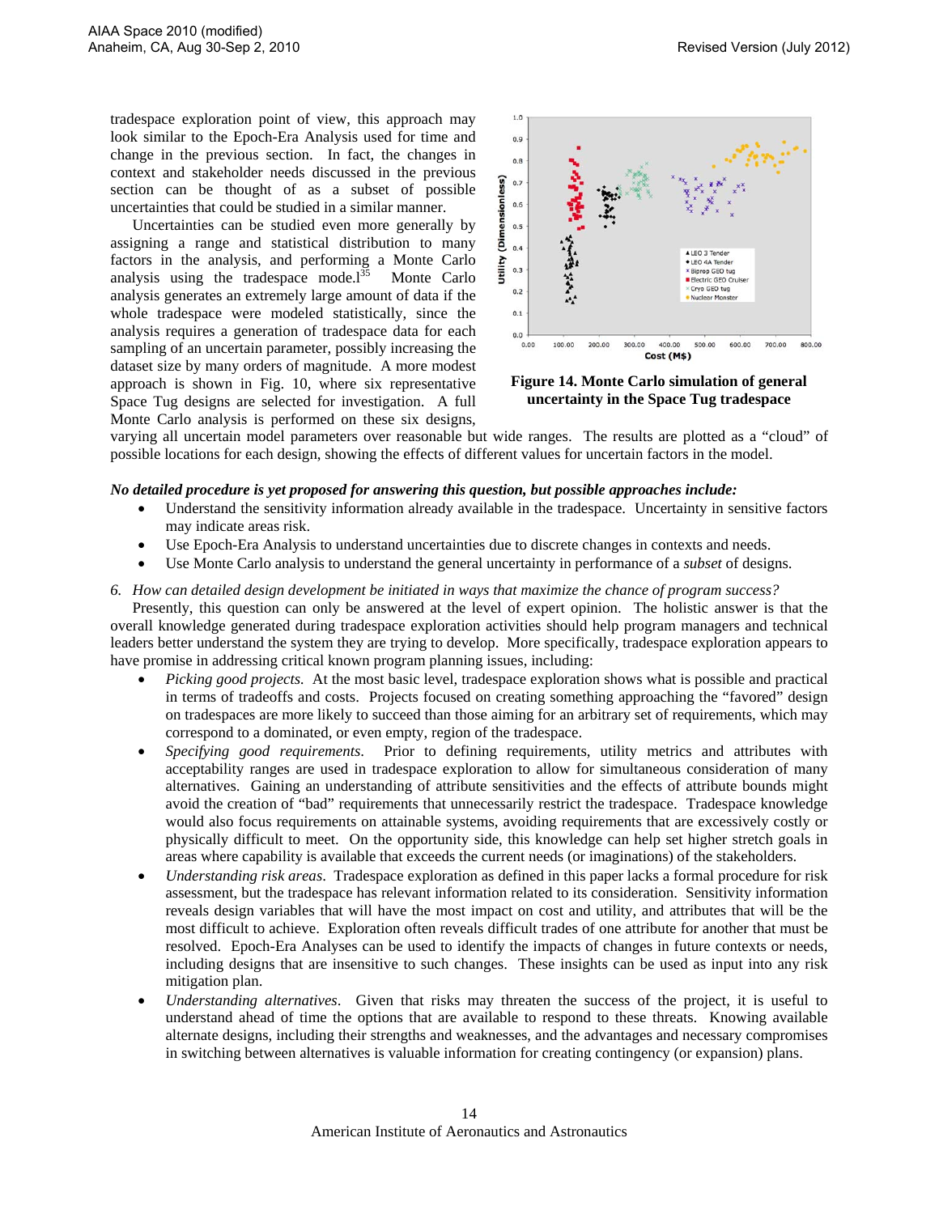tradespace exploration point of view, this approach may look similar to the Epoch-Era Analysis used for time and change in the previous section. In fact, the changes in context and stakeholder needs discussed in the previous section can be thought of as a subset of possible uncertainties that could be studied in a similar manner.

Uncertainties can be studied even more generally by assigning a range and statistical distribution to many factors in the analysis, and performing a Monte Carlo analysis using the tradespace model.[35] Monte Carlo analysis generates an extremely large amount of data if the whole tradespace were modeled statistically, since the analysis requires a generation of tradespace data for each sampling of an uncertain parameter, possibly increasing the dataset size by many orders of magnitude. A more modest approach is shown in Fig. 10, where six representative Space Tug designs are selected for investigation. A full Monte Carlo analysis is performed on these six designs, varying all uncertain model parameters over reasonable but wide ranges. The results are plotted as a "cloud" of possible locations for each design, showing the effects of different values for uncertain factors in the model.

Utility (Dimensionless)
1.0
0.9
0.8
0.7
0.6
0.5
0.4
0.3
0.2
0.1
0.0
0.00
100.00
200.00
300.00
400.00
500.00
600.00
700.00
800.00
Cost (M$)
LEO 3 Tender
LEO 4A Tender
Biprop GEO tug
Electric GEO Cruiser
Cryo GEO tug
Nuclear Monster

**Figure 14. Monte Carlo simulation of general uncertainty in the Space Tug tradespace**

***No detailed procedure is yet proposed for answering this question, but possible approaches include:***

- Understand the sensitivity information already available in the tradespace. Uncertainty in sensitive factors may indicate areas risk.
- Use Epoch-Era Analysis to understand uncertainties due to discrete changes in contexts and needs.
- Use Monte Carlo analysis to understand the general uncertainty in performance of a *subset* of designs.

*6. How can detailed design development be initiated in ways that maximize the chance of program success?*

Presently, this question can only be answered at the level of expert opinion. The holistic answer is that the overall knowledge generated during tradespace exploration activities should help program managers and technical leaders better understand the system they are trying to develop. More specifically, tradespace exploration appears to have promise in addressing critical known program planning issues, including:

- *Picking good projects*. At the most basic level, tradespace exploration shows what is possible and practical in terms of tradeoffs and costs. Projects focused on creating something approaching the "favored" design on tradespaces are more likely to succeed than those aiming for an arbitrary set of requirements, which may correspond to a dominated, or even empty, region of the tradespace.
- *Specifying good requirements*. Prior to defining requirements, utility metrics and attributes with acceptability ranges are used in tradespace exploration to allow for simultaneous consideration of many alternatives. Gaining an understanding of attribute sensitivities and the effects of attribute bounds might avoid the creation of "bad" requirements that unnecessarily restrict the tradespace. Tradespace knowledge would also focus requirements on attainable systems, avoiding requirements that are excessively costly or physically difficult to meet. On the opportunity side, this knowledge can help set higher stretch goals in areas where capability is available that exceeds the current needs (or imaginations) of the stakeholders.
- *Understanding risk areas*. Tradespace exploration as defined in this paper lacks a formal procedure for risk assessment, but the tradespace has relevant information related to its consideration. Sensitivity information reveals design variables that will have the most impact on cost and utility, and attributes that will be the most difficult to achieve. Exploration often reveals difficult trades of one attribute for another that must be resolved. Epoch-Era Analyses can be used to identify the impacts of changes in future contexts or needs, including designs that are insensitive to such changes. These insights can be used as input into any risk mitigation plan.
- *Understanding alternatives*. Given that risks may threaten the success of the project, it is useful to understand ahead of time the options that are available to respond to these threats. Knowing available alternate designs, including their strengths and weaknesses, and the advantages and necessary compromises in switching between alternatives is valuable information for creating contingency (or expansion) plans.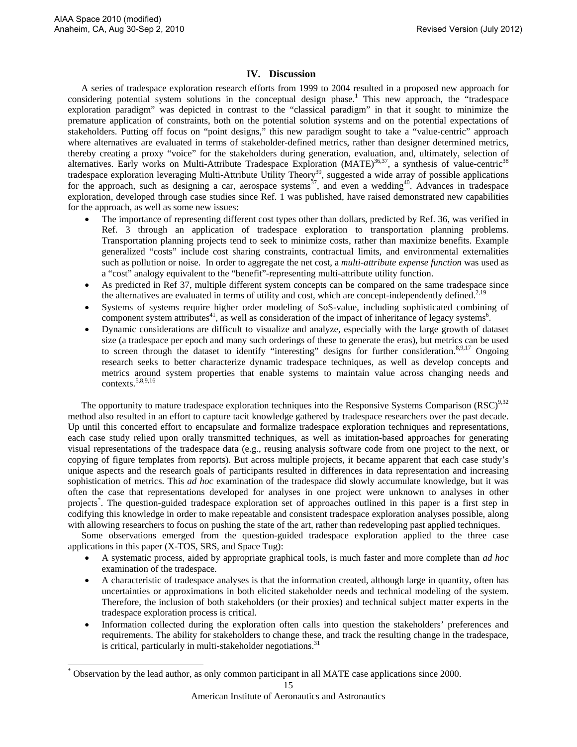## IV. Discussion

A series of tradespace exploration research efforts from 1999 to 2004 resulted in a proposed new approach for considering potential system solutions in the conceptual design phase.[1] This new approach, the "tradespace exploration paradigm" was depicted in contrast to the "classical paradigm" in that it sought to minimize the premature application of constraints, both on the potential solution systems and on the potential expectations of stakeholders. Putting off focus on "point designs," this new paradigm sought to take a "value-centric" approach where alternatives are evaluated in terms of stakeholder-defined metrics, rather than designer determined metrics, thereby creating a proxy "voice" for the stakeholders during generation, evaluation, and, ultimately, selection of alternatives. Early works on Multi-Attribute Tradespace Exploration (MATE)[36,37], a synthesis of value-centric[38] tradespace exploration leveraging Multi-Attribute Utility Theory[39], suggested a wide array of possible applications for the approach, such as designing a car, aerospace systems[37], and even a wedding[40]. Advances in tradespace exploration, developed through case studies since Ref. 1 was published, have raised demonstrated new capabilities for the approach, as well as some new issues:

- The importance of representing different cost types other than dollars, predicted by Ref. 36, was verified in Ref. 3 through an application of tradespace exploration to transportation planning problems. Transportation planning projects tend to seek to minimize costs, rather than maximize benefits. Example generalized "costs" include cost sharing constraints, contractual limits, and environmental externalities such as pollution or noise. In order to aggregate the net cost, a *multi-attribute expense function* was used as a "cost" analogy equivalent to the "benefit"-representing multi-attribute utility function.
- As predicted in Ref 37, multiple different system concepts can be compared on the same tradespace since the alternatives are evaluated in terms of utility and cost, which are concept-independently defined.[2,19]
- Systems of systems require higher order modeling of SoS-value, including sophisticated combining of component system attributes[41], as well as consideration of the impact of inheritance of legacy systems[6].
- Dynamic considerations are difficult to visualize and analyze, especially with the large growth of dataset size (a tradespace per epoch and many such orderings of these to generate the eras), but metrics can be used to screen through the dataset to identify "interesting" designs for further consideration.[8,9,17] Ongoing research seeks to better characterize dynamic tradespace techniques, as well as develop concepts and metrics around system properties that enable systems to maintain value across changing needs and contexts.[5,8,9,16]

The opportunity to mature tradespace exploration techniques into the Responsive Systems Comparison (RSC)[9,32] method also resulted in an effort to capture tacit knowledge gathered by tradespace researchers over the past decade. Up until this concerted effort to encapsulate and formalize tradespace exploration techniques and representations, each case study relied upon orally transmitted techniques, as well as imitation-based approaches for generating visual representations of the tradespace data (e.g., reusing analysis software code from one project to the next, or copying of figure templates from reports). But across multiple projects, it became apparent that each case study's unique aspects and the research goals of participants resulted in differences in data representation and increasing sophistication of metrics. This *ad hoc* examination of the tradespace did slowly accumulate knowledge, but it was often the case that representations developed for analyses in one project were unknown to analyses in other projects[*]. The question-guided tradespace exploration set of approaches outlined in this paper is a first step in codifying this knowledge in order to make repeatable and consistent tradespace exploration analyses possible, along with allowing researchers to focus on pushing the state of the art, rather than redeveloping past applied techniques.

Some observations emerged from the question-guided tradespace exploration applied to the three case applications in this paper (X-TOS, SRS, and Space Tug):

- A systematic process, aided by appropriate graphical tools, is much faster and more complete than *ad hoc* examination of the tradespace.
- A characteristic of tradespace analyses is that the information created, although large in quantity, often has uncertainties or approximations in both elicited stakeholder needs and technical modeling of the system. Therefore, the inclusion of both stakeholders (or their proxies) and technical subject matter experts in the tradespace exploration process is critical.
- Information collected during the exploration often calls into question the stakeholders' preferences and requirements. The ability for stakeholders to change these, and track the resulting change in the tradespace, is critical, particularly in multi-stakeholder negotiations.[31]

[*] Observation by the lead author, as only common participant in all MATE case applications since 2000.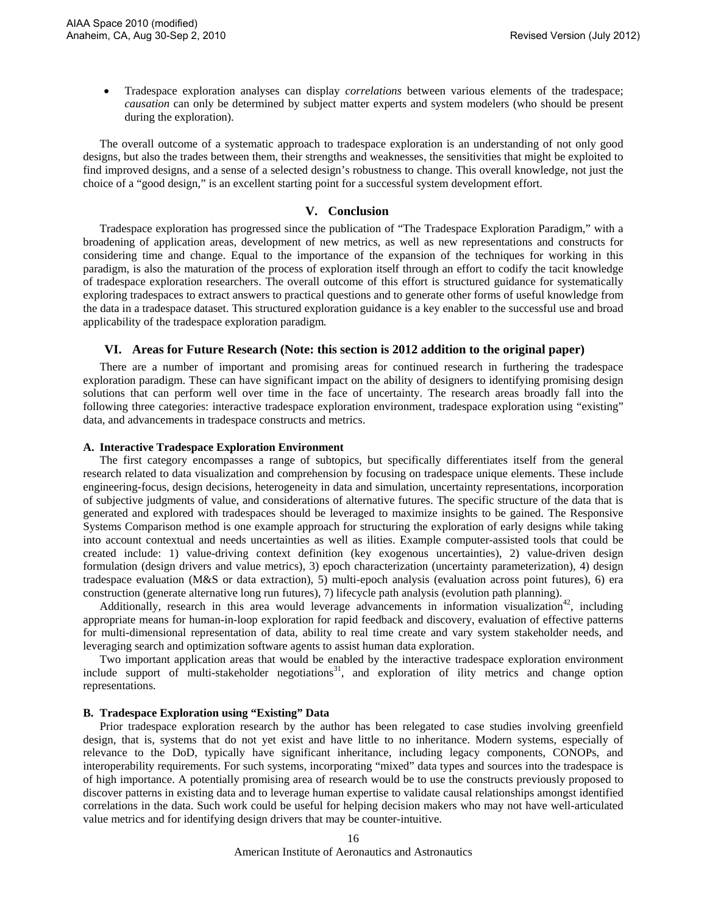- Tradespace exploration analyses can display *correlations* between various elements of the tradespace; *causation* can only be determined by subject matter experts and system modelers (who should be present during the exploration).

The overall outcome of a systematic approach to tradespace exploration is an understanding of not only good designs, but also the trades between them, their strengths and weaknesses, the sensitivities that might be exploited to find improved designs, and a sense of a selected design's robustness to change. This overall knowledge, not just the choice of a "good design," is an excellent starting point for a successful system development effort.

## V. Conclusion

Tradespace exploration has progressed since the publication of "The Tradespace Exploration Paradigm," with a broadening of application areas, development of new metrics, as well as new representations and constructs for considering time and change. Equal to the importance of the expansion of the techniques for working in this paradigm, is also the maturation of the process of exploration itself through an effort to codify the tacit knowledge of tradespace exploration researchers. The overall outcome of this effort is structured guidance for systematically exploring tradespaces to extract answers to practical questions and to generate other forms of useful knowledge from the data in a tradespace dataset. This structured exploration guidance is a key enabler to the successful use and broad applicability of the tradespace exploration paradigm.

## VI. Areas for Future Research (Note: this section is 2012 addition to the original paper)

There are a number of important and promising areas for continued research in furthering the tradespace exploration paradigm. These can have significant impact on the ability of designers to identifying promising design solutions that can perform well over time in the face of uncertainty. The research areas broadly fall into the following three categories: interactive tradespace exploration environment, tradespace exploration using "existing" data, and advancements in tradespace constructs and metrics.

### A. Interactive Tradespace Exploration Environment

The first category encompasses a range of subtopics, but specifically differentiates itself from the general research related to data visualization and comprehension by focusing on tradespace unique elements. These include engineering-focus, design decisions, heterogeneity in data and simulation, uncertainty representations, incorporation of subjective judgments of value, and considerations of alternative futures. The specific structure of the data that is generated and explored with tradespaces should be leveraged to maximize insights to be gained. The Responsive Systems Comparison method is one example approach for structuring the exploration of early designs while taking into account contextual and needs uncertainties as well as ilities. Example computer-assisted tools that could be created include: 1) value-driving context definition (key exogenous uncertainties), 2) value-driven design formulation (design drivers and value metrics), 3) epoch characterization (uncertainty parameterization), 4) design tradespace evaluation (M&S or data extraction), 5) multi-epoch analysis (evaluation across point futures), 6) era construction (generate alternative long run futures), 7) lifecycle path analysis (evolution path planning).

Additionally, research in this area would leverage advancements in information visualization[42], including appropriate means for human-in-loop exploration for rapid feedback and discovery, evaluation of effective patterns for multi-dimensional representation of data, ability to real time create and vary system stakeholder needs, and leveraging search and optimization software agents to assist human data exploration.

Two important application areas that would be enabled by the interactive tradespace exploration environment include support of multi-stakeholder negotiations[31], and exploration of ility metrics and change option representations.

### B. Tradespace Exploration using "Existing" Data

Prior tradespace exploration research by the author has been relegated to case studies involving greenfield design, that is, systems that do not yet exist and have little to no inheritance. Modern systems, especially of relevance to the DoD, typically have significant inheritance, including legacy components, CONOPs, and interoperability requirements. For such systems, incorporating "mixed" data types and sources into the tradespace is of high importance. A potentially promising area of research would be to use the constructs previously proposed to discover patterns in existing data and to leverage human expertise to validate causal relationships amongst identified correlations in the data. Such work could be useful for helping decision makers who may not have well-articulated value metrics and for identifying design drivers that may be counter-intuitive.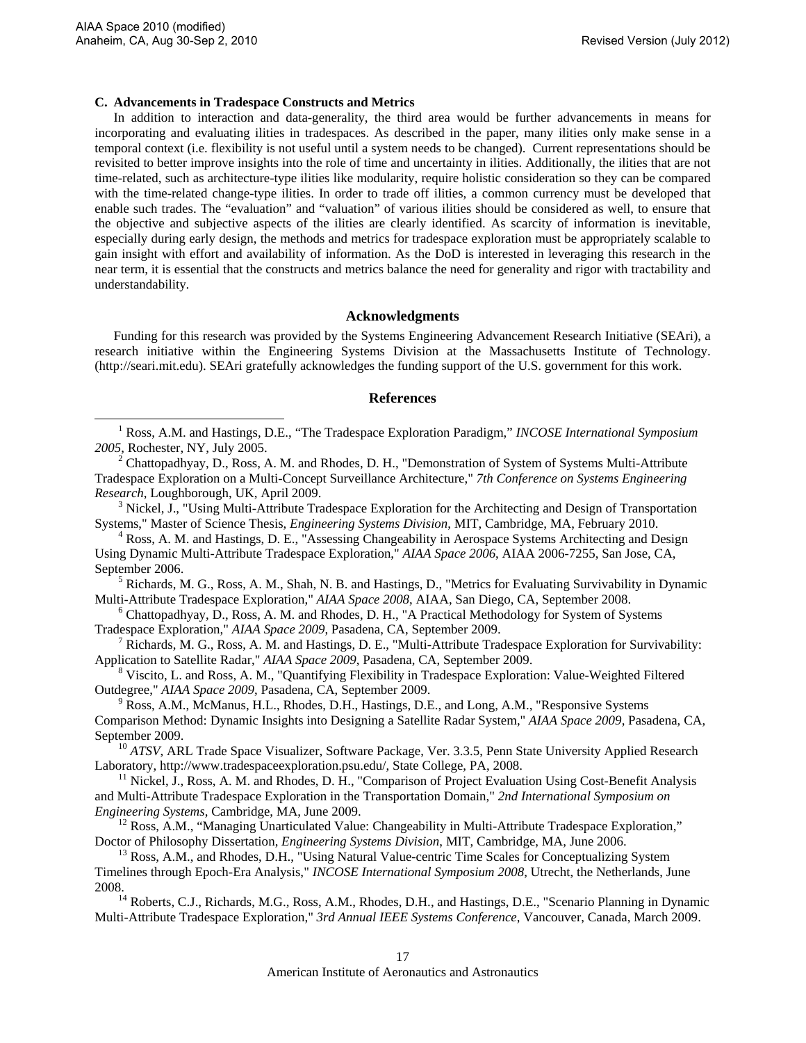### C. Advancements in Tradespace Constructs and Metrics

In addition to interaction and data-generality, the third area would be further advancements in means for incorporating and evaluating ilities in tradespaces. As described in the paper, many ilities only make sense in a temporal context (i.e. flexibility is not useful until a system needs to be changed). Current representations should be revisited to better improve insights into the role of time and uncertainty in ilities. Additionally, the ilities that are not time-related, such as architecture-type ilities like modularity, require holistic consideration so they can be compared with the time-related change-type ilities. In order to trade off ilities, a common currency must be developed that enable such trades. The "evaluation" and "valuation" of various ilities should be considered as well, to ensure that the objective and subjective aspects of the ilities are clearly identified. As scarcity of information is inevitable, especially during early design, the methods and metrics for tradespace exploration must be appropriately scalable to gain insight with effort and availability of information. As the DoD is interested in leveraging this research in the near term, it is essential that the constructs and metrics balance the need for generality and rigor with tractability and understandability.

## Acknowledgments

Funding for this research was provided by the Systems Engineering Advancement Research Initiative (SEAri), a research initiative within the Engineering Systems Division at the Massachusetts Institute of Technology. (http://seari.mit.edu). SEAri gratefully acknowledges the funding support of the U.S. government for this work.

## References

[1] Ross, A.M. and Hastings, D.E., "The Tradespace Exploration Paradigm," *INCOSE International Symposium 2005*, Rochester, NY, July 2005.

[2] Chattopadhyay, D., Ross, A. M. and Rhodes, D. H., "Demonstration of System of Systems Multi-Attribute Tradespace Exploration on a Multi-Concept Surveillance Architecture," *7th Conference on Systems Engineering Research*, Loughborough, UK, April 2009.

[3] Nickel, J., "Using Multi-Attribute Tradespace Exploration for the Architecting and Design of Transportation Systems," Master of Science Thesis, *Engineering Systems Division*, MIT, Cambridge, MA, February 2010.

[4] Ross, A. M. and Hastings, D. E., "Assessing Changeability in Aerospace Systems Architecting and Design Using Dynamic Multi-Attribute Tradespace Exploration," *AIAA Space 2006*, AIAA 2006-7255, San Jose, CA, September 2006.

[5] Richards, M. G., Ross, A. M., Shah, N. B. and Hastings, D., "Metrics for Evaluating Survivability in Dynamic Multi-Attribute Tradespace Exploration," *AIAA Space 2008*, AIAA, San Diego, CA, September 2008.

[6] Chattopadhyay, D., Ross, A. M. and Rhodes, D. H., "A Practical Methodology for System of Systems Tradespace Exploration," *AIAA Space 2009*, Pasadena, CA, September 2009.

[7] Richards, M. G., Ross, A. M. and Hastings, D. E., "Multi-Attribute Tradespace Exploration for Survivability: Application to Satellite Radar," *AIAA Space 2009*, Pasadena, CA, September 2009.

[8] Viscito, L. and Ross, A. M., "Quantifying Flexibility in Tradespace Exploration: Value-Weighted Filtered Outdegree," *AIAA Space 2009*, Pasadena, CA, September 2009.

[9] Ross, A.M., McManus, H.L., Rhodes, D.H., Hastings, D.E., and Long, A.M., "Responsive Systems Comparison Method: Dynamic Insights into Designing a Satellite Radar System," *AIAA Space 2009*, Pasadena, CA, September 2009.

[10] *ATSV*, ARL Trade Space Visualizer, Software Package, Ver. 3.3.5, Penn State University Applied Research Laboratory, http://www.tradespaceexploration.psu.edu/, State College, PA, 2008.

[11] Nickel, J., Ross, A. M. and Rhodes, D. H., "Comparison of Project Evaluation Using Cost-Benefit Analysis and Multi-Attribute Tradespace Exploration in the Transportation Domain," *2nd International Symposium on Engineering Systems*, Cambridge, MA, June 2009.

[12] Ross, A.M., "Managing Unarticulated Value: Changeability in Multi-Attribute Tradespace Exploration," Doctor of Philosophy Dissertation, *Engineering Systems Division*, MIT, Cambridge, MA, June 2006.

[13] Ross, A.M., and Rhodes, D.H., "Using Natural Value-centric Time Scales for Conceptualizing System Timelines through Epoch-Era Analysis," *INCOSE International Symposium 2008*, Utrecht, the Netherlands, June 2008.

[14] Roberts, C.J., Richards, M.G., Ross, A.M., Rhodes, D.H., and Hastings, D.E., "Scenario Planning in Dynamic Multi-Attribute Tradespace Exploration," *3rd Annual IEEE Systems Conference*, Vancouver, Canada, March 2009.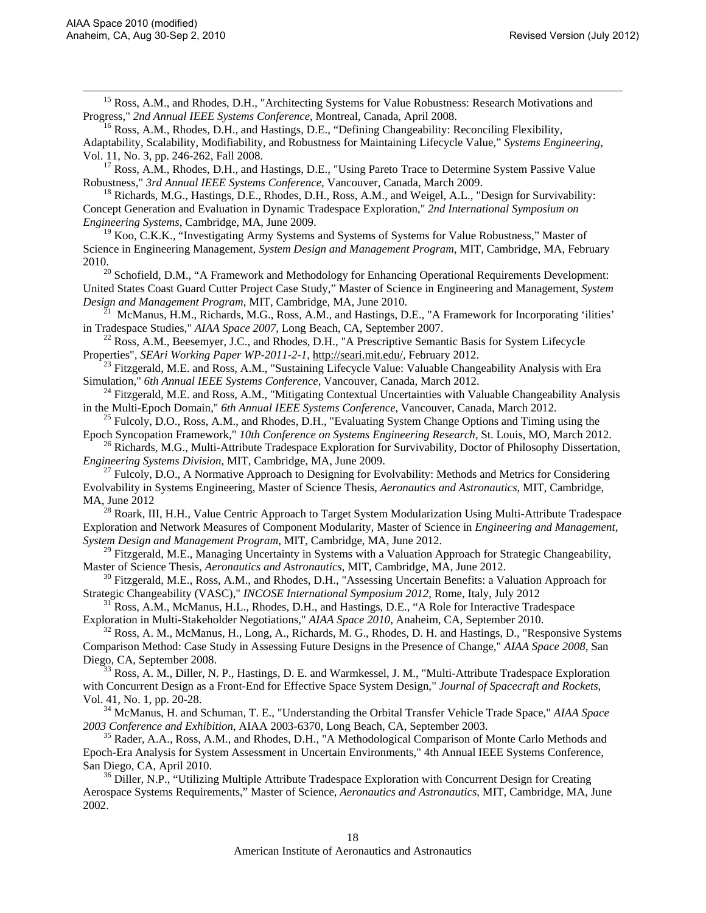[15] Ross, A.M., and Rhodes, D.H., "Architecting Systems for Value Robustness: Research Motivations and Progress," *2nd Annual IEEE Systems Conference*, Montreal, Canada, April 2008.

[16] Ross, A.M., Rhodes, D.H., and Hastings, D.E., "Defining Changeability: Reconciling Flexibility, Adaptability, Scalability, Modifiability, and Robustness for Maintaining Lifecycle Value," *Systems Engineering*, Vol. 11, No. 3, pp. 246-262, Fall 2008.

[17] Ross, A.M., Rhodes, D.H., and Hastings, D.E., "Using Pareto Trace to Determine System Passive Value Robustness," *3rd Annual IEEE Systems Conference*, Vancouver, Canada, March 2009.

[18] Richards, M.G., Hastings, D.E., Rhodes, D.H., Ross, A.M., and Weigel, A.L., "Design for Survivability: Concept Generation and Evaluation in Dynamic Tradespace Exploration," *2nd International Symposium on Engineering Systems*, Cambridge, MA, June 2009.

[19] Koo, C.K.K., "Investigating Army Systems and Systems of Systems for Value Robustness," Master of Science in Engineering Management, *System Design and Management Program*, MIT, Cambridge, MA, February 2010.

[20] Schofield, D.M., "A Framework and Methodology for Enhancing Operational Requirements Development: United States Coast Guard Cutter Project Case Study," Master of Science in Engineering and Management, *System Design and Management Program*, MIT, Cambridge, MA, June 2010.

[21] McManus, H.M., Richards, M.G., Ross, A.M., and Hastings, D.E., "A Framework for Incorporating 'ilities' in Tradespace Studies," *AIAA Space 2007*, Long Beach, CA, September 2007.

[22] Ross, A.M., Beesemyer, J.C., and Rhodes, D.H., "A Prescriptive Semantic Basis for System Lifecycle Properties", *SEAri Working Paper WP-2011-2-1*, http://seari.mit.edu/, February 2012.

[23] Fitzgerald, M.E. and Ross, A.M., "Sustaining Lifecycle Value: Valuable Changeability Analysis with Era Simulation," *6th Annual IEEE Systems Conference*, Vancouver, Canada, March 2012.

[24] Fitzgerald, M.E. and Ross, A.M., "Mitigating Contextual Uncertainties with Valuable Changeability Analysis in the Multi-Epoch Domain," *6th Annual IEEE Systems Conference*, Vancouver, Canada, March 2012.

[25] Fulcoly, D.O., Ross, A.M., and Rhodes, D.H., "Evaluating System Change Options and Timing using the Epoch Syncopation Framework," *10th Conference on Systems Engineering Research*, St. Louis, MO, March 2012.

[26] Richards, M.G., Multi-Attribute Tradespace Exploration for Survivability, Doctor of Philosophy Dissertation, *Engineering Systems Division*, MIT, Cambridge, MA, June 2009.

[27] Fulcoly, D.O., A Normative Approach to Designing for Evolvability: Methods and Metrics for Considering Evolvability in Systems Engineering, Master of Science Thesis, *Aeronautics and Astronautics*, MIT, Cambridge, MA, June 2012

[28] Roark, III, H.H., Value Centric Approach to Target System Modularization Using Multi-Attribute Tradespace Exploration and Network Measures of Component Modularity, Master of Science in *Engineering and Management, System Design and Management Program*, MIT, Cambridge, MA, June 2012.

[29] Fitzgerald, M.E., Managing Uncertainty in Systems with a Valuation Approach for Strategic Changeability, Master of Science Thesis, *Aeronautics and Astronautics*, MIT, Cambridge, MA, June 2012.

[30] Fitzgerald, M.E., Ross, A.M., and Rhodes, D.H., "Assessing Uncertain Benefits: a Valuation Approach for Strategic Changeability (VASC)," *INCOSE International Symposium 2012*, Rome, Italy, July 2012

[31] Ross, A.M., McManus, H.L., Rhodes, D.H., and Hastings, D.E., "A Role for Interactive Tradespace Exploration in Multi-Stakeholder Negotiations," *AIAA Space 2010*, Anaheim, CA, September 2010.

[32] Ross, A. M., McManus, H., Long, A., Richards, M. G., Rhodes, D. H. and Hastings, D., "Responsive Systems Comparison Method: Case Study in Assessing Future Designs in the Presence of Change," *AIAA Space 2008*, San Diego, CA, September 2008.

[33] Ross, A. M., Diller, N. P., Hastings, D. E. and Warmkessel, J. M., "Multi-Attribute Tradespace Exploration with Concurrent Design as a Front-End for Effective Space System Design," *Journal of Spacecraft and Rockets*, Vol. 41, No. 1, pp. 20-28.

[34] McManus, H. and Schuman, T. E., "Understanding the Orbital Transfer Vehicle Trade Space," *AIAA Space 2003 Conference and Exhibition*, AIAA 2003-6370, Long Beach, CA, September 2003.

[35] Rader, A.A., Ross, A.M., and Rhodes, D.H., "A Methodological Comparison of Monte Carlo Methods and Epoch-Era Analysis for System Assessment in Uncertain Environments," 4th Annual IEEE Systems Conference, San Diego, CA, April 2010.

[36] Diller, N.P., "Utilizing Multiple Attribute Tradespace Exploration with Concurrent Design for Creating Aerospace Systems Requirements," Master of Science, *Aeronautics and Astronautics*, MIT, Cambridge, MA, June 2002.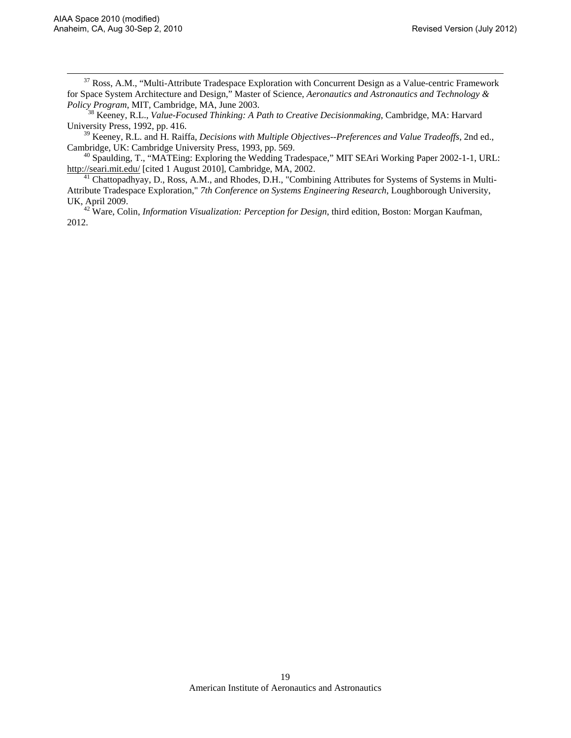[37] Ross, A.M., "Multi-Attribute Tradespace Exploration with Concurrent Design as a Value-centric Framework for Space System Architecture and Design," Master of Science, *Aeronautics and Astronautics and Technology & Policy Program*, MIT, Cambridge, MA, June 2003.

[38] Keeney, R.L., *Value-Focused Thinking: A Path to Creative Decisionmaking*, Cambridge, MA: Harvard University Press, 1992, pp. 416.

[39] Keeney, R.L. and H. Raiffa, *Decisions with Multiple Objectives--Preferences and Value Tradeoffs*, 2nd ed., Cambridge, UK: Cambridge University Press, 1993, pp. 569.

[40] Spaulding, T., "MATEing: Exploring the Wedding Tradespace," MIT SEAri Working Paper 2002-1-1, URL: http://seari.mit.edu/ [cited 1 August 2010], Cambridge, MA, 2002.

[41] Chattopadhyay, D., Ross, A.M., and Rhodes, D.H., "Combining Attributes for Systems of Systems in Multi-Attribute Tradespace Exploration," *7th Conference on Systems Engineering Research*, Loughborough University, UK, April 2009.

[42] Ware, Colin, *Information Visualization: Perception for Design*, third edition, Boston: Morgan Kaufman, 2012.